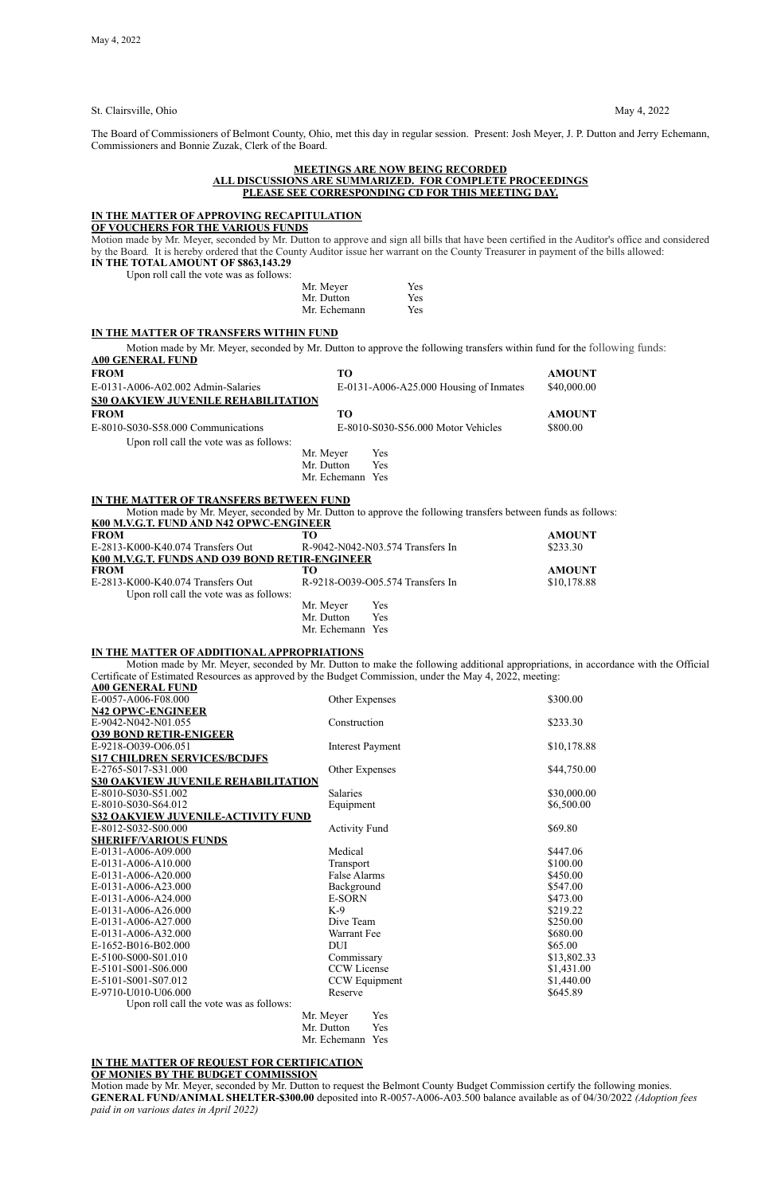St. Clairsville, Ohio May 4, 2022

The Board of Commissioners of Belmont County, Ohio, met this day in regular session. Present: Josh Meyer, J. P. Dutton and Jerry Echemann, Commissioners and Bonnie Zuzak, Clerk of the Board.

**MEETINGS ARE NOW BEING RECORDED**
**ALL DISCUSSIONS ARE SUMMARIZED. FOR COMPLETE PROCEEDINGS**
**PLEASE SEE CORRESPONDING CD FOR THIS MEETING DAY.**

**IN THE MATTER OF APPROVING RECAPITULATION OF VOUCHERS FOR THE VARIOUS FUNDS**

Motion made by Mr. Meyer, seconded by Mr. Dutton to approve and sign all bills that have been certified in the Auditor's office and considered by the Board. It is hereby ordered that the County Auditor issue her warrant on the County Treasurer in payment of the bills allowed:
**IN THE TOTAL AMOUNT OF $863,143.29**

Upon roll call the vote was as follows:

Mr. Meyer Yes
Mr. Dutton Yes
Mr. Echemann Yes

**IN THE MATTER OF TRANSFERS WITHIN FUND**

Motion made by Mr. Meyer, seconded by Mr. Dutton to approve the following transfers within fund for the following funds:

**A00 GENERAL FUND**

| FROM | TO | AMOUNT |
|---|---|---|
| E-0131-A006-A02.002 Admin-Salaries | E-0131-A006-A25.000 Housing of Inmates | $40,000.00 |

**S30 OAKVIEW JUVENILE REHABILITATION**

| FROM | TO | AMOUNT |
|---|---|---|
| E-8010-S030-S58.000 Communications | E-8010-S030-S56.000 Motor Vehicles | $800.00 |

Upon roll call the vote was as follows:

Mr. Meyer Yes
Mr. Dutton Yes
Mr. Echemann Yes

**IN THE MATTER OF TRANSFERS BETWEEN FUND**

Motion made by Mr. Meyer, seconded by Mr. Dutton to approve the following transfers between funds as follows:

**K00 M.V.G.T. FUND AND N42 OPWC-ENGINEER**

| FROM | TO | AMOUNT |
|---|---|---|
| E-2813-K000-K40.074 Transfers Out | R-9042-N042-N03.574 Transfers In | $233.30 |

**K00 M.V.G.T. FUNDS AND O39 BOND RETIR-ENGINEER**

| FROM | TO | AMOUNT |
|---|---|---|
| E-2813-K000-K40.074 Transfers Out | R-9218-O039-O05.574 Transfers In | $10,178.88 |

Upon roll call the vote was as follows:

Mr. Meyer Yes
Mr. Dutton Yes
Mr. Echemann Yes

**IN THE MATTER OF ADDITIONAL APPROPRIATIONS**

Motion made by Mr. Meyer, seconded by Mr. Dutton to make the following additional appropriations, in accordance with the Official Certificate of Estimated Resources as approved by the Budget Commission, under the May 4, 2022, meeting:

| | | |
|---|---|---|
| **A00 GENERAL FUND** | | |
| E-0057-A006-F08.000 | Other Expenses | $300.00 |
| **N42 OPWC-ENGINEER** | | |
| E-9042-N042-N01.055 | Construction | $233.30 |
| **O39 BOND RETIR-ENIGEER** | | |
| E-9218-O039-O06.051 | Interest Payment | $10,178.88 |
| **S17 CHILDREN SERVICES/BCDJFS** | | |
| E-2765-S017-S31.000 | Other Expenses | $44,750.00 |
| **S30 OAKVIEW JUVENILE REHABILITATION** | | |
| E-8010-S030-S51.002 | Salaries | $30,000.00 |
| E-8010-S030-S64.012 | Equipment | $6,500.00 |
| **S32 OAKVIEW JUVENILE-ACTIVITY FUND** | | |
| E-8012-S032-S00.000 | Activity Fund | $69.80 |
| **SHERIFF/VARIOUS FUNDS** | | |
| E-0131-A006-A09.000 | Medical | $447.06 |
| E-0131-A006-A10.000 | Transport | $100.00 |
| E-0131-A006-A20.000 | False Alarms | $450.00 |
| E-0131-A006-A23.000 | Background | $547.00 |
| E-0131-A006-A24.000 | E-SORN | $473.00 |
| E-0131-A006-A26.000 | K-9 | $219.22 |
| E-0131-A006-A27.000 | Dive Team | $250.00 |
| E-0131-A006-A32.000 | Warrant Fee | $680.00 |
| E-1652-B016-B02.000 | DUI | $65.00 |
| E-5100-S000-S01.010 | Commissary | $13,802.33 |
| E-5101-S001-S06.000 | CCW License | $1,431.00 |
| E-5101-S001-S07.012 | CCW Equipment | $1,440.00 |
| E-9710-U010-U06.000 | Reserve | $645.89 |

Upon roll call the vote was as follows:

Mr. Meyer Yes
Mr. Dutton Yes
Mr. Echemann Yes

**IN THE MATTER OF REQUEST FOR CERTIFICATION OF MONIES BY THE BUDGET COMMISSION**

Motion made by Mr. Meyer, seconded by Mr. Dutton to request the Belmont County Budget Commission certify the following monies.
**GENERAL FUND/ANIMAL SHELTER-$300.00** deposited into R-0057-A006-A03.500 balance available as of 04/30/2022 *(Adoption fees paid in on various dates in April 2022)*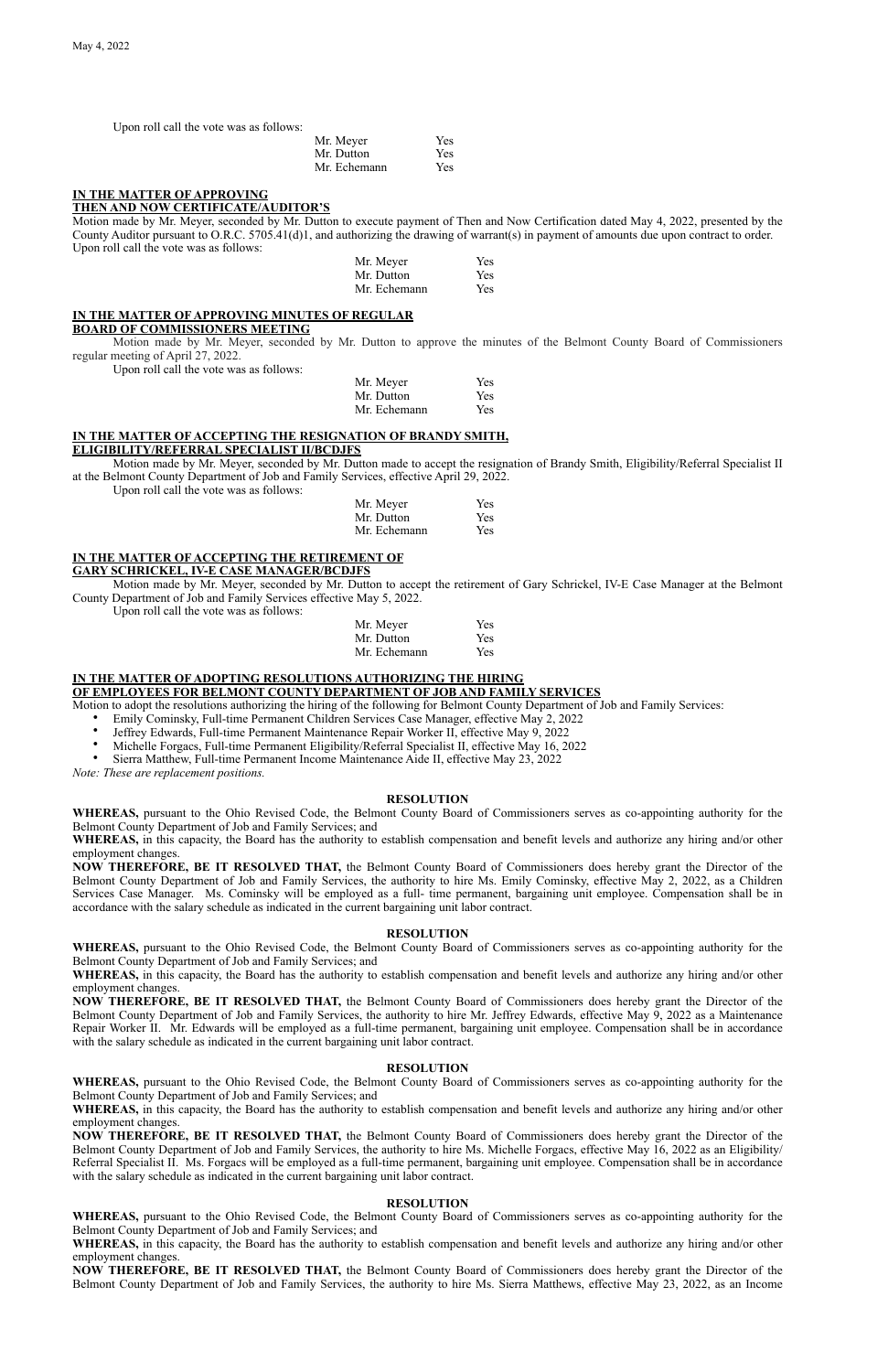May 4, 2022

Upon roll call the vote was as follows:

| | |
|---|---|
| Mr. Meyer | Yes |
| Mr. Dutton | Yes |
| Mr. Echemann | Yes |

**IN THE MATTER OF APPROVING THEN AND NOW CERTIFICATE/AUDITOR'S**

Motion made by Mr. Meyer, seconded by Mr. Dutton to execute payment of Then and Now Certification dated May 4, 2022, presented by the County Auditor pursuant to O.R.C. 5705.41(d)1, and authorizing the drawing of warrant(s) in payment of amounts due upon contract to order.

Upon roll call the vote was as follows:

| | |
|---|---|
| Mr. Meyer | Yes |
| Mr. Dutton | Yes |
| Mr. Echemann | Yes |

**IN THE MATTER OF APPROVING MINUTES OF REGULAR BOARD OF COMMISSIONERS MEETING**

Motion made by Mr. Meyer, seconded by Mr. Dutton to approve the minutes of the Belmont County Board of Commissioners regular meeting of April 27, 2022.

Upon roll call the vote was as follows:

| | |
|---|---|
| Mr. Meyer | Yes |
| Mr. Dutton | Yes |
| Mr. Echemann | Yes |

**IN THE MATTER OF ACCEPTING THE RESIGNATION OF BRANDY SMITH, ELIGIBILITY/REFERRAL SPECIALIST II/BCDJFS**

Motion made by Mr. Meyer, seconded by Mr. Dutton made to accept the resignation of Brandy Smith, Eligibility/Referral Specialist II at the Belmont County Department of Job and Family Services, effective April 29, 2022.

Upon roll call the vote was as follows:

| | |
|---|---|
| Mr. Meyer | Yes |
| Mr. Dutton | Yes |
| Mr. Echemann | Yes |

**IN THE MATTER OF ACCEPTING THE RETIREMENT OF GARY SCHRICKEL, IV-E CASE MANAGER/BCDJFS**

Motion made by Mr. Meyer, seconded by Mr. Dutton to accept the retirement of Gary Schrickel, IV-E Case Manager at the Belmont County Department of Job and Family Services effective May 5, 2022.

Upon roll call the vote was as follows:

| | |
|---|---|
| Mr. Meyer | Yes |
| Mr. Dutton | Yes |
| Mr. Echemann | Yes |

**IN THE MATTER OF ADOPTING RESOLUTIONS AUTHORIZING THE HIRING OF EMPLOYEES FOR BELMONT COUNTY DEPARTMENT OF JOB AND FAMILY SERVICES**

Motion to adopt the resolutions authorizing the hiring of the following for Belmont County Department of Job and Family Services:

- Emily Cominsky, Full-time Permanent Children Services Case Manager, effective May 2, 2022
- Jeffrey Edwards, Full-time Permanent Maintenance Repair Worker II, effective May 9, 2022
- Michelle Forgacs, Full-time Permanent Eligibility/Referral Specialist II, effective May 16, 2022
- Sierra Matthew, Full-time Permanent Income Maintenance Aide II, effective May 23, 2022

*Note: These are replacement positions.*

**RESOLUTION**

**WHEREAS,** pursuant to the Ohio Revised Code, the Belmont County Board of Commissioners serves as co-appointing authority for the Belmont County Department of Job and Family Services; and

**WHEREAS,** in this capacity, the Board has the authority to establish compensation and benefit levels and authorize any hiring and/or other employment changes.

**NOW THEREFORE, BE IT RESOLVED THAT,** the Belmont County Board of Commissioners does hereby grant the Director of the Belmont County Department of Job and Family Services, the authority to hire Ms. Emily Cominsky, effective May 2, 2022, as a Children Services Case Manager. Ms. Cominsky will be employed as a full- time permanent, bargaining unit employee. Compensation shall be in accordance with the salary schedule as indicated in the current bargaining unit labor contract.

**RESOLUTION**

**WHEREAS,** pursuant to the Ohio Revised Code, the Belmont County Board of Commissioners serves as co-appointing authority for the Belmont County Department of Job and Family Services; and

**WHEREAS,** in this capacity, the Board has the authority to establish compensation and benefit levels and authorize any hiring and/or other employment changes.

**NOW THEREFORE, BE IT RESOLVED THAT,** the Belmont County Board of Commissioners does hereby grant the Director of the Belmont County Department of Job and Family Services, the authority to hire Mr. Jeffrey Edwards, effective May 9, 2022 as a Maintenance Repair Worker II. Mr. Edwards will be employed as a full-time permanent, bargaining unit employee. Compensation shall be in accordance with the salary schedule as indicated in the current bargaining unit labor contract.

**RESOLUTION**

**WHEREAS,** pursuant to the Ohio Revised Code, the Belmont County Board of Commissioners serves as co-appointing authority for the Belmont County Department of Job and Family Services; and

**WHEREAS,** in this capacity, the Board has the authority to establish compensation and benefit levels and authorize any hiring and/or other employment changes.

**NOW THEREFORE, BE IT RESOLVED THAT,** the Belmont County Board of Commissioners does hereby grant the Director of the Belmont County Department of Job and Family Services, the authority to hire Ms. Michelle Forgacs, effective May 16, 2022 as an Eligibility/ Referral Specialist II. Ms. Forgacs will be employed as a full-time permanent, bargaining unit employee. Compensation shall be in accordance with the salary schedule as indicated in the current bargaining unit labor contract.

**RESOLUTION**

**WHEREAS,** pursuant to the Ohio Revised Code, the Belmont County Board of Commissioners serves as co-appointing authority for the Belmont County Department of Job and Family Services; and

**WHEREAS,** in this capacity, the Board has the authority to establish compensation and benefit levels and authorize any hiring and/or other employment changes.

**NOW THEREFORE, BE IT RESOLVED THAT,** the Belmont County Board of Commissioners does hereby grant the Director of the Belmont County Department of Job and Family Services, the authority to hire Ms. Sierra Matthews, effective May 23, 2022, as an Income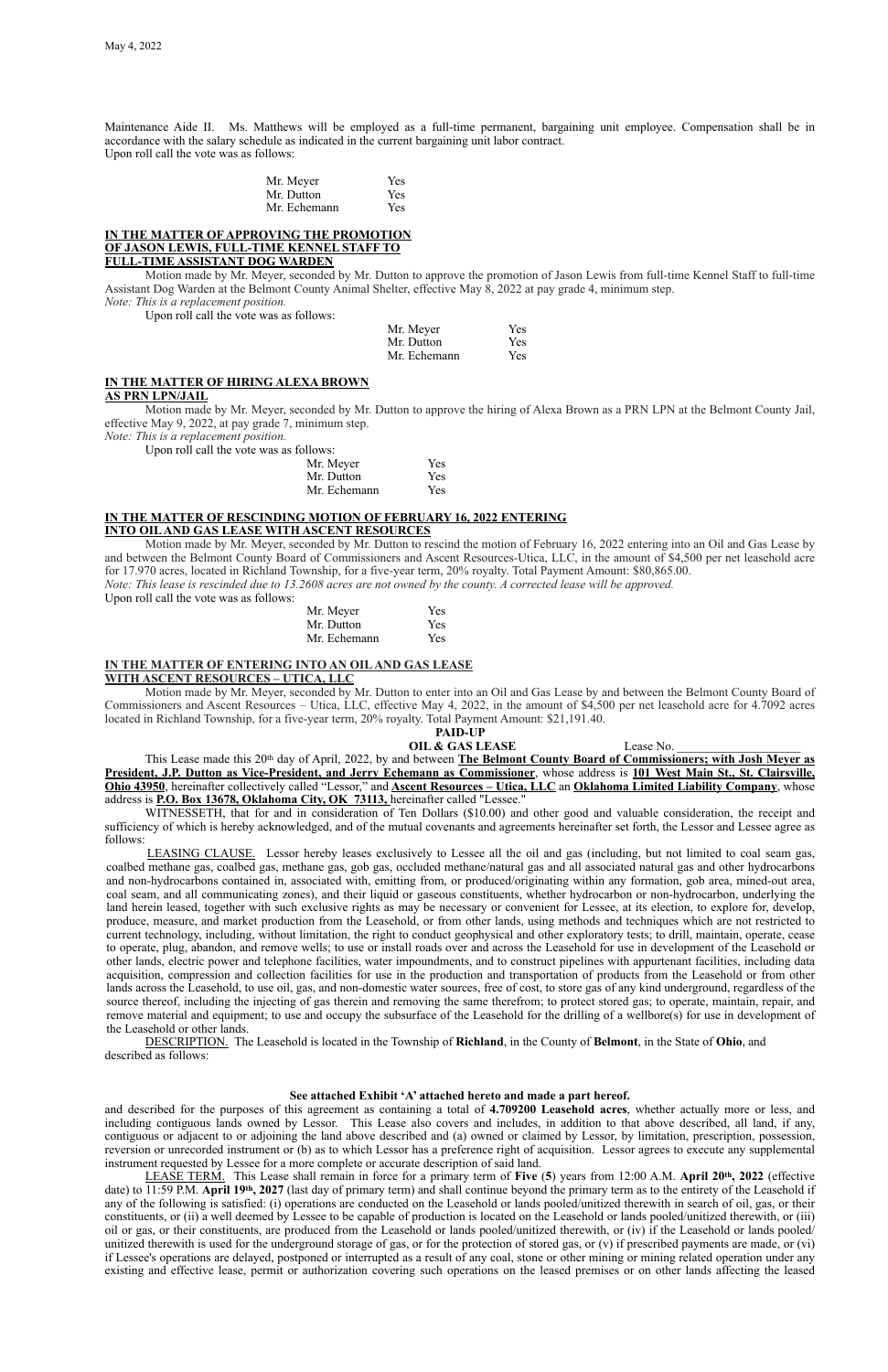Maintenance Aide II. Ms. Matthews will be employed as a full-time permanent, bargaining unit employee. Compensation shall be in accordance with the salary schedule as indicated in the current bargaining unit labor contract.

Upon roll call the vote was as follows:

| | |
|---|---|
| Mr. Meyer | Yes |
| Mr. Dutton | Yes |
| Mr. Echemann | Yes |

**IN THE MATTER OF APPROVING THE PROMOTION OF JASON LEWIS, FULL-TIME KENNEL STAFF TO FULL-TIME ASSISTANT DOG WARDEN**

Motion made by Mr. Meyer, seconded by Mr. Dutton to approve the promotion of Jason Lewis from full-time Kennel Staff to full-time Assistant Dog Warden at the Belmont County Animal Shelter, effective May 8, 2022 at pay grade 4, minimum step.

*Note: This is a replacement position.*

Upon roll call the vote was as follows:

| | |
|---|---|
| Mr. Meyer | Yes |
| Mr. Dutton | Yes |
| Mr. Echemann | Yes |

**IN THE MATTER OF HIRING ALEXA BROWN AS PRN LPN/JAIL**

Motion made by Mr. Meyer, seconded by Mr. Dutton to approve the hiring of Alexa Brown as a PRN LPN at the Belmont County Jail, effective May 9, 2022, at pay grade 7, minimum step.

*Note: This is a replacement position.*

Upon roll call the vote was as follows:

| | |
|---|---|
| Mr. Meyer | Yes |
| Mr. Dutton | Yes |
| Mr. Echemann | Yes |

**IN THE MATTER OF RESCINDING MOTION OF FEBRUARY 16, 2022 ENTERING INTO OIL AND GAS LEASE WITH ASCENT RESOURCES**

Motion made by Mr. Meyer, seconded by Mr. Dutton to rescind the motion of February 16, 2022 entering into an Oil and Gas Lease by and between the Belmont County Board of Commissioners and Ascent Resources-Utica, LLC, in the amount of $4,500 per net leasehold acre for 17.970 acres, located in Richland Township, for a five-year term, 20% royalty. Total Payment Amount: $80,865.00.

*Note: This lease is rescinded due to 13.2608 acres are not owned by the county. A corrected lease will be approved.*

Upon roll call the vote was as follows:

| | |
|---|---|
| Mr. Meyer | Yes |
| Mr. Dutton | Yes |
| Mr. Echemann | Yes |

**IN THE MATTER OF ENTERING INTO AN OIL AND GAS LEASE WITH ASCENT RESOURCES – UTICA, LLC**

Motion made by Mr. Meyer, seconded by Mr. Dutton to enter into an Oil and Gas Lease by and between the Belmont County Board of Commissioners and Ascent Resources – Utica, LLC, effective May 4, 2022, in the amount of $4,500 per net leasehold acre for 4.7092 acres located in Richland Township, for a five-year term, 20% royalty. Total Payment Amount: $21,191.40.

**PAID-UP**
**OIL & GAS LEASE** Lease No. ____________________

This Lease made this 20th day of April, 2022, by and between **The Belmont County Board of Commissioners; with Josh Meyer as President, J.P. Dutton as Vice-President, and Jerry Echemann as Commissioner**, whose address is **101 West Main St., St. Clairsville, Ohio 43950**, hereinafter collectively called "Lessor," and **Ascent Resources – Utica, LLC** an **Oklahoma Limited Liability Company**, whose address is **P.O. Box 13678, Oklahoma City, OK 73113,** hereinafter called "Lessee."

WITNESSETH, that for and in consideration of Ten Dollars ($10.00) and other good and valuable consideration, the receipt and sufficiency of which is hereby acknowledged, and of the mutual covenants and agreements hereinafter set forth, the Lessor and Lessee agree as follows:

LEASING CLAUSE. Lessor hereby leases exclusively to Lessee all the oil and gas (including, but not limited to coal seam gas, coalbed methane gas, coalbed gas, methane gas, gob gas, occluded methane/natural gas and all associated natural gas and other hydrocarbons and non-hydrocarbons contained in, associated with, emitting from, or produced/originating within any formation, gob area, mined-out area, coal seam, and all communicating zones), and their liquid or gaseous constituents, whether hydrocarbon or non-hydrocarbon, underlying the land herein leased, together with such exclusive rights as may be necessary or convenient for Lessee, at its election, to explore for, develop, produce, measure, and market production from the Leasehold, or from other lands, using methods and techniques which are not restricted to current technology, including, without limitation, the right to conduct geophysical and other exploratory tests; to drill, maintain, operate, cease to operate, plug, abandon, and remove wells; to use or install roads over and across the Leasehold for use in development of the Leasehold or other lands, electric power and telephone facilities, water impoundments, and to construct pipelines with appurtenant facilities, including data acquisition, compression and collection facilities for use in the production and transportation of products from the Leasehold or from other lands across the Leasehold, to use oil, gas, and non-domestic water sources, free of cost, to store gas of any kind underground, regardless of the source thereof, including the injecting of gas therein and removing the same therefrom; to protect stored gas; to operate, maintain, repair, and remove material and equipment; to use and occupy the subsurface of the Leasehold for the drilling of a wellbore(s) for use in development of the Leasehold or other lands.

DESCRIPTION. The Leasehold is located in the Township of **Richland**, in the County of **Belmont**, in the State of **Ohio**, and described as follows:

**See attached Exhibit 'A' attached hereto and made a part hereof.**

and described for the purposes of this agreement as containing a total of **4.709200 Leasehold acres**, whether actually more or less, and including contiguous lands owned by Lessor. This Lease also covers and includes, in addition to that above described, all land, if any, contiguous or adjacent to or adjoining the land above described and (a) owned or claimed by Lessor, by limitation, prescription, possession, reversion or unrecorded instrument or (b) as to which Lessor has a preference right of acquisition. Lessor agrees to execute any supplemental instrument requested by Lessee for a more complete or accurate description of said land.

LEASE TERM. This Lease shall remain in force for a primary term of **Five** (**5**) years from 12:00 A.M. **April 20th, 2022** (effective date) to 11:59 P.M. **April 19th, 2027** (last day of primary term) and shall continue beyond the primary term as to the entirety of the Leasehold if any of the following is satisfied: (i) operations are conducted on the Leasehold or lands pooled/unitized therewith in search of oil, gas, or their constituents, or (ii) a well deemed by Lessee to be capable of production is located on the Leasehold or lands pooled/unitized therewith, or (iii) oil or gas, or their constituents, are produced from the Leasehold or lands pooled/unitized therewith, or (iv) if the Leasehold or lands pooled/ unitized therewith is used for the underground storage of gas, or for the protection of stored gas, or (v) if prescribed payments are made, or (vi) if Lessee's operations are delayed, postponed or interrupted as a result of any coal, stone or other mining or mining related operation under any existing and effective lease, permit or authorization covering such operations on the leased premises or on other lands affecting the leased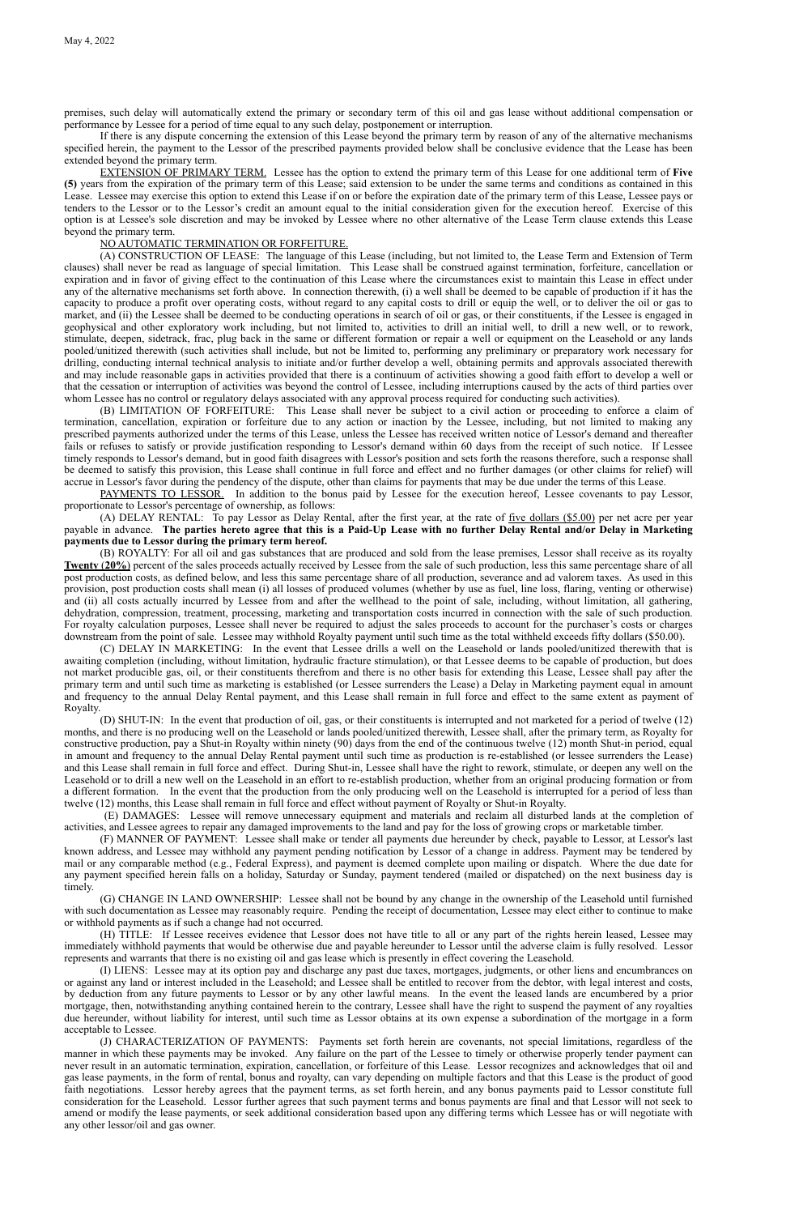premises, such delay will automatically extend the primary or secondary term of this oil and gas lease without additional compensation or performance by Lessee for a period of time equal to any such delay, postponement or interruption.

If there is any dispute concerning the extension of this Lease beyond the primary term by reason of any of the alternative mechanisms specified herein, the payment to the Lessor of the prescribed payments provided below shall be conclusive evidence that the Lease has been extended beyond the primary term.

EXTENSION OF PRIMARY TERM. Lessee has the option to extend the primary term of this Lease for one additional term of **Five (5)** years from the expiration of the primary term of this Lease; said extension to be under the same terms and conditions as contained in this Lease. Lessee may exercise this option to extend this Lease if on or before the expiration date of the primary term of this Lease, Lessee pays or tenders to the Lessor or to the Lessor's credit an amount equal to the initial consideration given for the execution hereof. Exercise of this option is at Lessee's sole discretion and may be invoked by Lessee where no other alternative of the Lease Term clause extends this Lease beyond the primary term.

NO AUTOMATIC TERMINATION OR FORFEITURE.

(A) CONSTRUCTION OF LEASE: The language of this Lease (including, but not limited to, the Lease Term and Extension of Term clauses) shall never be read as language of special limitation. This Lease shall be construed against termination, forfeiture, cancellation or expiration and in favor of giving effect to the continuation of this Lease where the circumstances exist to maintain this Lease in effect under any of the alternative mechanisms set forth above. In connection therewith, (i) a well shall be deemed to be capable of production if it has the capacity to produce a profit over operating costs, without regard to any capital costs to drill or equip the well, or to deliver the oil or gas to market, and (ii) the Lessee shall be deemed to be conducting operations in search of oil or gas, or their constituents, if the Lessee is engaged in geophysical and other exploratory work including, but not limited to, activities to drill an initial well, to drill a new well, or to rework, stimulate, deepen, sidetrack, frac, plug back in the same or different formation or repair a well or equipment on the Leasehold or any lands pooled/unitized therewith (such activities shall include, but not be limited to, performing any preliminary or preparatory work necessary for drilling, conducting internal technical analysis to initiate and/or further develop a well, obtaining permits and approvals associated therewith and may include reasonable gaps in activities provided that there is a continuum of activities showing a good faith effort to develop a well or that the cessation or interruption of activities was beyond the control of Lessee, including interruptions caused by the acts of third parties over whom Lessee has no control or regulatory delays associated with any approval process required for conducting such activities).

(B) LIMITATION OF FORFEITURE: This Lease shall never be subject to a civil action or proceeding to enforce a claim of termination, cancellation, expiration or forfeiture due to any action or inaction by the Lessee, including, but not limited to making any prescribed payments authorized under the terms of this Lease, unless the Lessee has received written notice of Lessor's demand and thereafter fails or refuses to satisfy or provide justification responding to Lessor's demand within 60 days from the receipt of such notice. If Lessee timely responds to Lessor's demand, but in good faith disagrees with Lessor's position and sets forth the reasons therefore, such a response shall be deemed to satisfy this provision, this Lease shall continue in full force and effect and no further damages (or other claims for relief) will accrue in Lessor's favor during the pendency of the dispute, other than claims for payments that may be due under the terms of this Lease.

PAYMENTS TO LESSOR. In addition to the bonus paid by Lessee for the execution hereof, Lessee covenants to pay Lessor, proportionate to Lessor's percentage of ownership, as follows:

(A) DELAY RENTAL: To pay Lessor as Delay Rental, after the first year, at the rate of five dollars ($5.00) per net acre per year payable in advance. **The parties hereto agree that this is a Paid-Up Lease with no further Delay Rental and/or Delay in Marketing payments due to Lessor during the primary term hereof.**

(B) ROYALTY: For all oil and gas substances that are produced and sold from the lease premises, Lessor shall receive as its royalty **Twenty (20%)** percent of the sales proceeds actually received by Lessee from the sale of such production, less this same percentage share of all post production costs, as defined below, and less this same percentage share of all production, severance and ad valorem taxes. As used in this provision, post production costs shall mean (i) all losses of produced volumes (whether by use as fuel, line loss, flaring, venting or otherwise) and (ii) all costs actually incurred by Lessee from and after the wellhead to the point of sale, including, without limitation, all gathering, dehydration, compression, treatment, processing, marketing and transportation costs incurred in connection with the sale of such production. For royalty calculation purposes, Lessee shall never be required to adjust the sales proceeds to account for the purchaser's costs or charges downstream from the point of sale. Lessee may withhold Royalty payment until such time as the total withheld exceeds fifty dollars ($50.00).

(C) DELAY IN MARKETING: In the event that Lessee drills a well on the Leasehold or lands pooled/unitized therewith that is awaiting completion (including, without limitation, hydraulic fracture stimulation), or that Lessee deems to be capable of production, but does not market producible gas, oil, or their constituents therefrom and there is no other basis for extending this Lease, Lessee shall pay after the primary term and until such time as marketing is established (or Lessee surrenders the Lease) a Delay in Marketing payment equal in amount and frequency to the annual Delay Rental payment, and this Lease shall remain in full force and effect to the same extent as payment of Royalty.

(D) SHUT-IN: In the event that production of oil, gas, or their constituents is interrupted and not marketed for a period of twelve (12) months, and there is no producing well on the Leasehold or lands pooled/unitized therewith, Lessee shall, after the primary term, as Royalty for constructive production, pay a Shut-in Royalty within ninety (90) days from the end of the continuous twelve (12) month Shut-in period, equal in amount and frequency to the annual Delay Rental payment until such time as production is re-established (or lessee surrenders the Lease) and this Lease shall remain in full force and effect. During Shut-in, Lessee shall have the right to rework, stimulate, or deepen any well on the Leasehold or to drill a new well on the Leasehold in an effort to re-establish production, whether from an original producing formation or from a different formation. In the event that the production from the only producing well on the Leasehold is interrupted for a period of less than twelve (12) months, this Lease shall remain in full force and effect without payment of Royalty or Shut-in Royalty.

(E) DAMAGES: Lessee will remove unnecessary equipment and materials and reclaim all disturbed lands at the completion of activities, and Lessee agrees to repair any damaged improvements to the land and pay for the loss of growing crops or marketable timber.

(F) MANNER OF PAYMENT: Lessee shall make or tender all payments due hereunder by check, payable to Lessor, at Lessor's last known address, and Lessee may withhold any payment pending notification by Lessor of a change in address. Payment may be tendered by mail or any comparable method (e.g., Federal Express), and payment is deemed complete upon mailing or dispatch. Where the due date for any payment specified herein falls on a holiday, Saturday or Sunday, payment tendered (mailed or dispatched) on the next business day is timely.

(G) CHANGE IN LAND OWNERSHIP: Lessee shall not be bound by any change in the ownership of the Leasehold until furnished with such documentation as Lessee may reasonably require. Pending the receipt of documentation, Lessee may elect either to continue to make or withhold payments as if such a change had not occurred.

(H) TITLE: If Lessee receives evidence that Lessor does not have title to all or any part of the rights herein leased, Lessee may immediately withhold payments that would be otherwise due and payable hereunder to Lessor until the adverse claim is fully resolved. Lessor represents and warrants that there is no existing oil and gas lease which is presently in effect covering the Leasehold.

(I) LIENS: Lessee may at its option pay and discharge any past due taxes, mortgages, judgments, or other liens and encumbrances on or against any land or interest included in the Leasehold; and Lessee shall be entitled to recover from the debtor, with legal interest and costs, by deduction from any future payments to Lessor or by any other lawful means. In the event the leased lands are encumbered by a prior mortgage, then, notwithstanding anything contained herein to the contrary, Lessee shall have the right to suspend the payment of any royalties due hereunder, without liability for interest, until such time as Lessor obtains at its own expense a subordination of the mortgage in a form acceptable to Lessee.

(J) CHARACTERIZATION OF PAYMENTS: Payments set forth herein are covenants, not special limitations, regardless of the manner in which these payments may be invoked. Any failure on the part of the Lessee to timely or otherwise properly tender payment can never result in an automatic termination, expiration, cancellation, or forfeiture of this Lease. Lessor recognizes and acknowledges that oil and gas lease payments, in the form of rental, bonus and royalty, can vary depending on multiple factors and that this Lease is the product of good faith negotiations. Lessor hereby agrees that the payment terms, as set forth herein, and any bonus payments paid to Lessor constitute full consideration for the Leasehold. Lessor further agrees that such payment terms and bonus payments are final and that Lessor will not seek to amend or modify the lease payments, or seek additional consideration based upon any differing terms which Lessee has or will negotiate with any other lessor/oil and gas owner.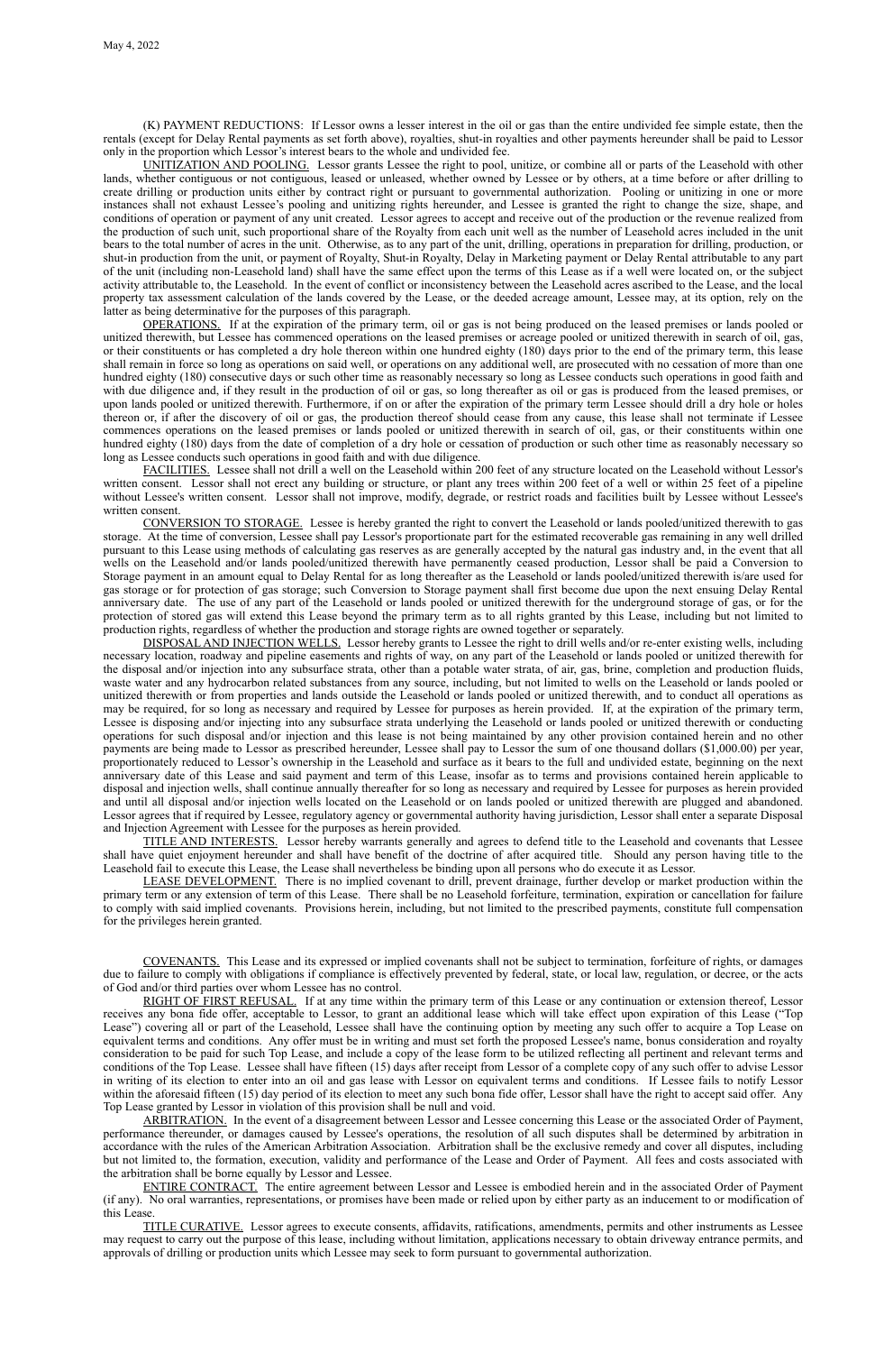(K) PAYMENT REDUCTIONS: If Lessor owns a lesser interest in the oil or gas than the entire undivided fee simple estate, then the rentals (except for Delay Rental payments as set forth above), royalties, shut-in royalties and other payments hereunder shall be paid to Lessor only in the proportion which Lessor's interest bears to the whole and undivided fee.

UNITIZATION AND POOLING. Lessor grants Lessee the right to pool, unitize, or combine all or parts of the Leasehold with other lands, whether contiguous or not contiguous, leased or unleased, whether owned by Lessee or by others, at a time before or after drilling to create drilling or production units either by contract right or pursuant to governmental authorization. Pooling or unitizing in one or more instances shall not exhaust Lessee's pooling and unitizing rights hereunder, and Lessee is granted the right to change the size, shape, and conditions of operation or payment of any unit created. Lessor agrees to accept and receive out of the production or the revenue realized from the production of such unit, such proportional share of the Royalty from each unit well as the number of Leasehold acres included in the unit bears to the total number of acres in the unit. Otherwise, as to any part of the unit, drilling, operations in preparation for drilling, production, or shut-in production from the unit, or payment of Royalty, Shut-in Royalty, Delay in Marketing payment or Delay Rental attributable to any part of the unit (including non-Leasehold land) shall have the same effect upon the terms of this Lease as if a well were located on, or the subject activity attributable to, the Leasehold. In the event of conflict or inconsistency between the Leasehold acres ascribed to the Lease, and the local property tax assessment calculation of the lands covered by the Lease, or the deeded acreage amount, Lessee may, at its option, rely on the latter as being determinative for the purposes of this paragraph.

OPERATIONS. If at the expiration of the primary term, oil or gas is not being produced on the leased premises or lands pooled or unitized therewith, but Lessee has commenced operations on the leased premises or acreage pooled or unitized therewith in search of oil, gas, or their constituents or has completed a dry hole thereon within one hundred eighty (180) days prior to the end of the primary term, this lease shall remain in force so long as operations on said well, or operations on any additional well, are prosecuted with no cessation of more than one hundred eighty (180) consecutive days or such other time as reasonably necessary so long as Lessee conducts such operations in good faith and with due diligence and, if they result in the production of oil or gas, so long thereafter as oil or gas is produced from the leased premises, or upon lands pooled or unitized therewith. Furthermore, if on or after the expiration of the primary term Lessee should drill a dry hole or holes thereon or, if after the discovery of oil or gas, the production thereof should cease from any cause, this lease shall not terminate if Lessee commences operations on the leased premises or lands pooled or unitized therewith in search of oil, gas, or their constituents within one hundred eighty (180) days from the date of completion of a dry hole or cessation of production or such other time as reasonably necessary so long as Lessee conducts such operations in good faith and with due diligence.

FACILITIES. Lessee shall not drill a well on the Leasehold within 200 feet of any structure located on the Leasehold without Lessor's written consent. Lessor shall not erect any building or structure, or plant any trees within 200 feet of a well or within 25 feet of a pipeline without Lessee's written consent. Lessor shall not improve, modify, degrade, or restrict roads and facilities built by Lessee without Lessee's written consent.

CONVERSION TO STORAGE. Lessee is hereby granted the right to convert the Leasehold or lands pooled/unitized therewith to gas storage. At the time of conversion, Lessee shall pay Lessor's proportionate part for the estimated recoverable gas remaining in any well drilled pursuant to this Lease using methods of calculating gas reserves as are generally accepted by the natural gas industry and, in the event that all wells on the Leasehold and/or lands pooled/unitized therewith have permanently ceased production, Lessor shall be paid a Conversion to Storage payment in an amount equal to Delay Rental for as long thereafter as the Leasehold or lands pooled/unitized therewith is/are used for gas storage or for protection of gas storage; such Conversion to Storage payment shall first become due upon the next ensuing Delay Rental anniversary date. The use of any part of the Leasehold or lands pooled or unitized therewith for the underground storage of gas, or for the protection of stored gas will extend this Lease beyond the primary term as to all rights granted by this Lease, including but not limited to production rights, regardless of whether the production and storage rights are owned together or separately.

DISPOSAL AND INJECTION WELLS. Lessor hereby grants to Lessee the right to drill wells and/or re-enter existing wells, including necessary location, roadway and pipeline easements and rights of way, on any part of the Leasehold or lands pooled or unitized therewith for the disposal and/or injection into any subsurface strata, other than a potable water strata, of air, gas, brine, completion and production fluids, waste water and any hydrocarbon related substances from any source, including, but not limited to wells on the Leasehold or lands pooled or unitized therewith or from properties and lands outside the Leasehold or lands pooled or unitized therewith, and to conduct all operations as may be required, for so long as necessary and required by Lessee for purposes as herein provided. If, at the expiration of the primary term, Lessee is disposing and/or injecting into any subsurface strata underlying the Leasehold or lands pooled or unitized therewith or conducting operations for such disposal and/or injection and this lease is not being maintained by any other provision contained herein and no other payments are being made to Lessor as prescribed hereunder, Lessee shall pay to Lessor the sum of one thousand dollars ($1,000.00) per year, proportionately reduced to Lessor's ownership in the Leasehold and surface as it bears to the full and undivided estate, beginning on the next anniversary date of this Lease and said payment and term of this Lease, insofar as to terms and provisions contained herein applicable to disposal and injection wells, shall continue annually thereafter for so long as necessary and required by Lessee for purposes as herein provided and until all disposal and/or injection wells located on the Leasehold or on lands pooled or unitized therewith are plugged and abandoned. Lessor agrees that if required by Lessee, regulatory agency or governmental authority having jurisdiction, Lessor shall enter a separate Disposal and Injection Agreement with Lessee for the purposes as herein provided.

TITLE AND INTERESTS. Lessor hereby warrants generally and agrees to defend title to the Leasehold and covenants that Lessee shall have quiet enjoyment hereunder and shall have benefit of the doctrine of after acquired title. Should any person having title to the Leasehold fail to execute this Lease, the Lease shall nevertheless be binding upon all persons who do execute it as Lessor.

LEASE DEVELOPMENT. There is no implied covenant to drill, prevent drainage, further develop or market production within the primary term or any extension of term of this Lease. There shall be no Leasehold forfeiture, termination, expiration or cancellation for failure to comply with said implied covenants. Provisions herein, including, but not limited to the prescribed payments, constitute full compensation for the privileges herein granted.

COVENANTS. This Lease and its expressed or implied covenants shall not be subject to termination, forfeiture of rights, or damages due to failure to comply with obligations if compliance is effectively prevented by federal, state, or local law, regulation, or decree, or the acts of God and/or third parties over whom Lessee has no control.

RIGHT OF FIRST REFUSAL. If at any time within the primary term of this Lease or any continuation or extension thereof, Lessor receives any bona fide offer, acceptable to Lessor, to grant an additional lease which will take effect upon expiration of this Lease ("Top Lease") covering all or part of the Leasehold, Lessee shall have the continuing option by meeting any such offer to acquire a Top Lease on equivalent terms and conditions. Any offer must be in writing and must set forth the proposed Lessee's name, bonus consideration and royalty consideration to be paid for such Top Lease, and include a copy of the lease form to be utilized reflecting all pertinent and relevant terms and conditions of the Top Lease. Lessee shall have fifteen (15) days after receipt from Lessor of a complete copy of any such offer to advise Lessor in writing of its election to enter into an oil and gas lease with Lessor on equivalent terms and conditions. If Lessee fails to notify Lessor within the aforesaid fifteen (15) day period of its election to meet any such bona fide offer, Lessor shall have the right to accept said offer. Any Top Lease granted by Lessor in violation of this provision shall be null and void.

ARBITRATION. In the event of a disagreement between Lessor and Lessee concerning this Lease or the associated Order of Payment, performance thereunder, or damages caused by Lessee's operations, the resolution of all such disputes shall be determined by arbitration in accordance with the rules of the American Arbitration Association. Arbitration shall be the exclusive remedy and cover all disputes, including but not limited to, the formation, execution, validity and performance of the Lease and Order of Payment. All fees and costs associated with the arbitration shall be borne equally by Lessor and Lessee.

ENTIRE CONTRACT. The entire agreement between Lessor and Lessee is embodied herein and in the associated Order of Payment (if any). No oral warranties, representations, or promises have been made or relied upon by either party as an inducement to or modification of this Lease.

TITLE CURATIVE. Lessor agrees to execute consents, affidavits, ratifications, amendments, permits and other instruments as Lessee may request to carry out the purpose of this lease, including without limitation, applications necessary to obtain driveway entrance permits, and approvals of drilling or production units which Lessee may seek to form pursuant to governmental authorization.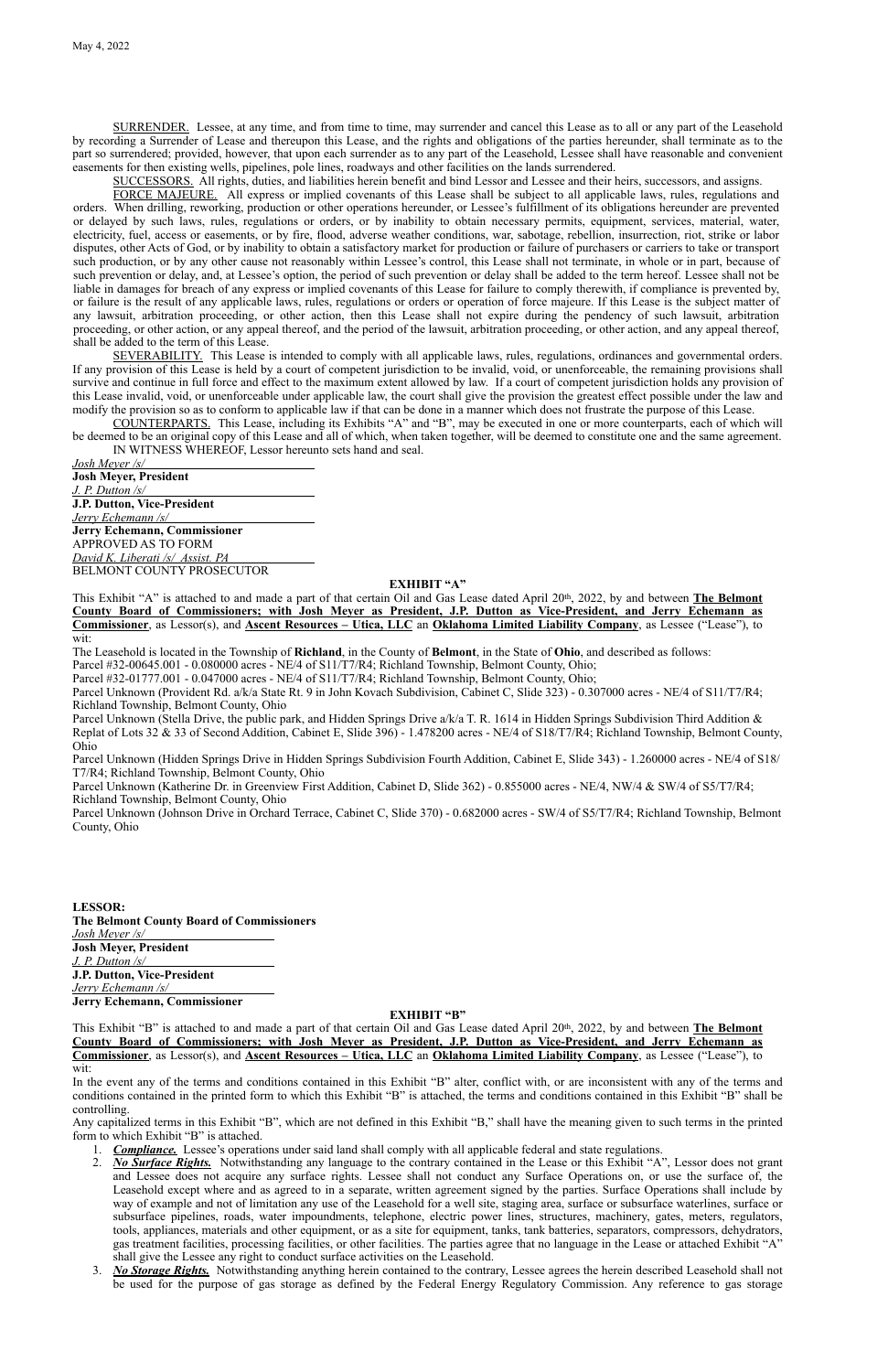May 4, 2022

SURRENDER. Lessee, at any time, and from time to time, may surrender and cancel this Lease as to all or any part of the Leasehold by recording a Surrender of Lease and thereupon this Lease, and the rights and obligations of the parties hereunder, shall terminate as to the part so surrendered; provided, however, that upon each surrender as to any part of the Leasehold, Lessee shall have reasonable and convenient easements for then existing wells, pipelines, pole lines, roadways and other facilities on the lands surrendered.

SUCCESSORS. All rights, duties, and liabilities herein benefit and bind Lessor and Lessee and their heirs, successors, and assigns.

FORCE MAJEURE. All express or implied covenants of this Lease shall be subject to all applicable laws, rules, regulations and orders. When drilling, reworking, production or other operations hereunder, or Lessee's fulfillment of its obligations hereunder are prevented or delayed by such laws, rules, regulations or orders, or by inability to obtain necessary permits, equipment, services, material, water, electricity, fuel, access or easements, or by fire, flood, adverse weather conditions, war, sabotage, rebellion, insurrection, riot, strike or labor disputes, other Acts of God, or by inability to obtain a satisfactory market for production or failure of purchasers or carriers to take or transport such production, or by any other cause not reasonably within Lessee's control, this Lease shall not terminate, in whole or in part, because of such prevention or delay, and, at Lessee's option, the period of such prevention or delay shall be added to the term hereof. Lessee shall not be liable in damages for breach of any express or implied covenants of this Lease for failure to comply therewith, if compliance is prevented by, or failure is the result of any applicable laws, rules, regulations or orders or operation of force majeure. If this Lease is the subject matter of any lawsuit, arbitration proceeding, or other action, then this Lease shall not expire during the pendency of such lawsuit, arbitration proceeding, or other action, or any appeal thereof, and the period of the lawsuit, arbitration proceeding, or other action, and any appeal thereof, shall be added to the term of this Lease.

SEVERABILITY. This Lease is intended to comply with all applicable laws, rules, regulations, ordinances and governmental orders. If any provision of this Lease is held by a court of competent jurisdiction to be invalid, void, or unenforceable, the remaining provisions shall survive and continue in full force and effect to the maximum extent allowed by law. If a court of competent jurisdiction holds any provision of this Lease invalid, void, or unenforceable under applicable law, the court shall give the provision the greatest effect possible under the law and modify the provision so as to conform to applicable law if that can be done in a manner which does not frustrate the purpose of this Lease.

COUNTERPARTS. This Lease, including its Exhibits "A" and "B", may be executed in one or more counterparts, each of which will be deemed to be an original copy of this Lease and all of which, when taken together, will be deemed to constitute one and the same agreement.

IN WITNESS WHEREOF, Lessor hereunto sets hand and seal.

*Josh Meyer /s/*
**Josh Meyer, President**

*J. P. Dutton /s/*
**J.P. Dutton, Vice-President**

*Jerry Echemann /s/*
**Jerry Echemann, Commissioner**

APPROVED AS TO FORM
*David K. Liberati /s/ Assist. PA*
BELMONT COUNTY PROSECUTOR

## EXHIBIT "A"

This Exhibit "A" is attached to and made a part of that certain Oil and Gas Lease dated April 20th, 2022, by and between **The Belmont County Board of Commissioners; with Josh Meyer as President, J.P. Dutton as Vice-President, and Jerry Echemann as Commissioner**, as Lessor(s), and **Ascent Resources – Utica, LLC** an **Oklahoma Limited Liability Company**, as Lessee ("Lease"), to wit:

The Leasehold is located in the Township of **Richland**, in the County of **Belmont**, in the State of **Ohio**, and described as follows:

Parcel #32-00645.001 - 0.080000 acres - NE/4 of S11/T7/R4; Richland Township, Belmont County, Ohio;

Parcel #32-01777.001 - 0.047000 acres - NE/4 of S11/T7/R4; Richland Township, Belmont County, Ohio;

Parcel Unknown (Provident Rd. a/k/a State Rt. 9 in John Kovach Subdivision, Cabinet C, Slide 323) - 0.307000 acres - NE/4 of S11/T7/R4; Richland Township, Belmont County, Ohio

Parcel Unknown (Stella Drive, the public park, and Hidden Springs Drive a/k/a T. R. 1614 in Hidden Springs Subdivision Third Addition & Replat of Lots 32 & 33 of Second Addition, Cabinet E, Slide 396) - 1.478200 acres - NE/4 of S18/T7/R4; Richland Township, Belmont County, Ohio

Parcel Unknown (Hidden Springs Drive in Hidden Springs Subdivision Fourth Addition, Cabinet E, Slide 343) - 1.260000 acres - NE/4 of S18/T7/R4; Richland Township, Belmont County, Ohio

Parcel Unknown (Katherine Dr. in Greenview First Addition, Cabinet D, Slide 362) - 0.855000 acres - NE/4, NW/4 & SW/4 of S5/T7/R4; Richland Township, Belmont County, Ohio

Parcel Unknown (Johnson Drive in Orchard Terrace, Cabinet C, Slide 370) - 0.682000 acres - SW/4 of S5/T7/R4; Richland Township, Belmont County, Ohio

**LESSOR:**
**The Belmont County Board of Commissioners**

*Josh Meyer /s/*
**Josh Meyer, President**

*J. P. Dutton /s/*
**J.P. Dutton, Vice-President**

*Jerry Echemann /s/*
**Jerry Echemann, Commissioner**

## EXHIBIT "B"

This Exhibit "B" is attached to and made a part of that certain Oil and Gas Lease dated April 20th, 2022, by and between **The Belmont County Board of Commissioners; with Josh Meyer as President, J.P. Dutton as Vice-President, and Jerry Echemann as Commissioner**, as Lessor(s), and **Ascent Resources – Utica, LLC** an **Oklahoma Limited Liability Company**, as Lessee ("Lease"), to wit:

In the event any of the terms and conditions contained in this Exhibit "B" alter, conflict with, or are inconsistent with any of the terms and conditions contained in the printed form to which this Exhibit "B" is attached, the terms and conditions contained in this Exhibit "B" shall be controlling.

Any capitalized terms in this Exhibit "B", which are not defined in this Exhibit "B," shall have the meaning given to such terms in the printed form to which Exhibit "B" is attached.

1. ***Compliance.*** Lessee's operations under said land shall comply with all applicable federal and state regulations.
2. ***No Surface Rights.*** Notwithstanding any language to the contrary contained in the Lease or this Exhibit "A", Lessor does not grant and Lessee does not acquire any surface rights. Lessee shall not conduct any Surface Operations on, or use the surface of, the Leasehold except where and as agreed to in a separate, written agreement signed by the parties. Surface Operations shall include by way of example and not of limitation any use of the Leasehold for a well site, staging area, surface or subsurface waterlines, surface or subsurface pipelines, roads, water impoundments, telephone, electric power lines, structures, machinery, gates, meters, regulators, tools, appliances, materials and other equipment, or as a site for equipment, tanks, tank batteries, separators, compressors, dehydrators, gas treatment facilities, processing facilities, or other facilities. The parties agree that no language in the Lease or attached Exhibit "A" shall give the Lessee any right to conduct surface activities on the Leasehold.
3. ***No Storage Rights.*** Notwithstanding anything herein contained to the contrary, Lessee agrees the herein described Leasehold shall not be used for the purpose of gas storage as defined by the Federal Energy Regulatory Commission. Any reference to gas storage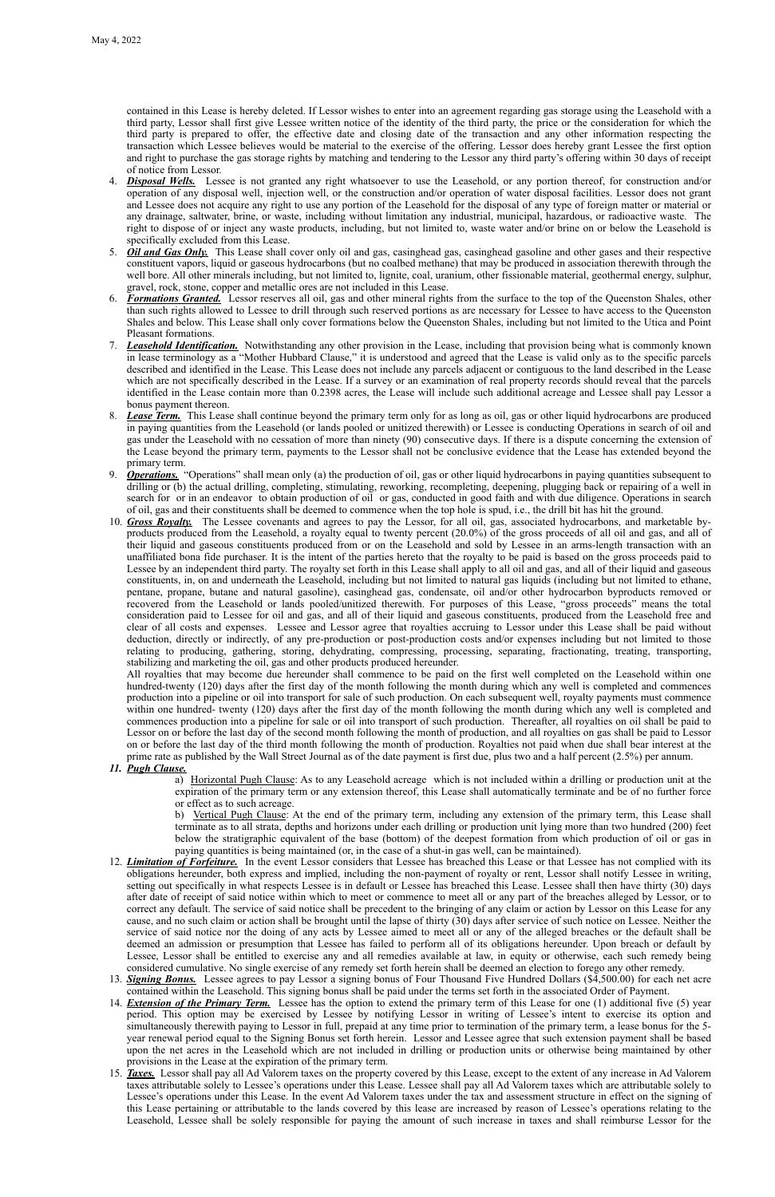contained in this Lease is hereby deleted. If Lessor wishes to enter into an agreement regarding gas storage using the Leasehold with a third party, Lessor shall first give Lessee written notice of the identity of the third party, the price or the consideration for which the third party is prepared to offer, the effective date and closing date of the transaction and any other information respecting the transaction which Lessee believes would be material to the exercise of the offering. Lessor does hereby grant Lessee the first option and right to purchase the gas storage rights by matching and tendering to the Lessor any third party's offering within 30 days of receipt of notice from Lessor.

4. ***Disposal Wells.*** Lessee is not granted any right whatsoever to use the Leasehold, or any portion thereof, for construction and/or operation of any disposal well, injection well, or the construction and/or operation of water disposal facilities. Lessor does not grant and Lessee does not acquire any right to use any portion of the Leasehold for the disposal of any type of foreign matter or material or any drainage, saltwater, brine, or waste, including without limitation any industrial, municipal, hazardous, or radioactive waste. The right to dispose of or inject any waste products, including, but not limited to, waste water and/or brine on or below the Leasehold is specifically excluded from this Lease.
5. ***Oil and Gas Only.*** This Lease shall cover only oil and gas, casinghead gas, casinghead gasoline and other gases and their respective constituent vapors, liquid or gaseous hydrocarbons (but no coalbed methane) that may be produced in association therewith through the well bore. All other minerals including, but not limited to, lignite, coal, uranium, other fissionable material, geothermal energy, sulphur, gravel, rock, stone, copper and metallic ores are not included in this Lease.
6. ***Formations Granted.*** Lessor reserves all oil, gas and other mineral rights from the surface to the top of the Queenston Shales, other than such rights allowed to Lessee to drill through such reserved portions as are necessary for Lessee to have access to the Queenston Shales and below. This Lease shall only cover formations below the Queenston Shales, including but not limited to the Utica and Point Pleasant formations.
7. ***Leasehold Identification.*** Notwithstanding any other provision in the Lease, including that provision being what is commonly known in lease terminology as a "Mother Hubbard Clause," it is understood and agreed that the Lease is valid only as to the specific parcels described and identified in the Lease. This Lease does not include any parcels adjacent or contiguous to the land described in the Lease which are not specifically described in the Lease. If a survey or an examination of real property records should reveal that the parcels identified in the Lease contain more than 0.2398 acres, the Lease will include such additional acreage and Lessee shall pay Lessor a bonus payment thereon.
8. ***Lease Term.*** This Lease shall continue beyond the primary term only for as long as oil, gas or other liquid hydrocarbons are produced in paying quantities from the Leasehold (or lands pooled or unitized therewith) or Lessee is conducting Operations in search of oil and gas under the Leasehold with no cessation of more than ninety (90) consecutive days. If there is a dispute concerning the extension of the Lease beyond the primary term, payments to the Lessor shall not be conclusive evidence that the Lease has extended beyond the primary term.
9. ***Operations.*** "Operations" shall mean only (a) the production of oil, gas or other liquid hydrocarbons in paying quantities subsequent to drilling or (b) the actual drilling, completing, stimulating, reworking, recompleting, deepening, plugging back or repairing of a well in search for or in an endeavor to obtain production of oil or gas, conducted in good faith and with due diligence. Operations in search of oil, gas and their constituents shall be deemed to commence when the top hole is spud, i.e., the drill bit has hit the ground.
10. ***Gross Royalty.*** The Lessee covenants and agrees to pay the Lessor, for all oil, gas, associated hydrocarbons, and marketable by-products produced from the Leasehold, a royalty equal to twenty percent (20.0%) of the gross proceeds of all oil and gas, and all of their liquid and gaseous constituents produced from or on the Leasehold and sold by Lessee in an arms-length transaction with an unaffiliated bona fide purchaser. It is the intent of the parties hereto that the royalty to be paid is based on the gross proceeds paid to Lessee by an independent third party. The royalty set forth in this Lease shall apply to all oil and gas, and all of their liquid and gaseous constituents, in, on and underneath the Leasehold, including but not limited to natural gas liquids (including but not limited to ethane, pentane, propane, butane and natural gasoline), casinghead gas, condensate, oil and/or other hydrocarbon byproducts removed or recovered from the Leasehold or lands pooled/unitized therewith. For purposes of this Lease, "gross proceeds" means the total consideration paid to Lessee for oil and gas, and all of their liquid and gaseous constituents, produced from the Leasehold free and clear of all costs and expenses. Lessee and Lessor agree that royalties accruing to Lessor under this Lease shall be paid without deduction, directly or indirectly, of any pre-production or post-production costs and/or expenses including but not limited to those relating to producing, gathering, storing, dehydrating, compressing, processing, separating, fractionating, treating, transporting, stabilizing and marketing the oil, gas and other products produced hereunder.

    All royalties that may become due hereunder shall commence to be paid on the first well completed on the Leasehold within one hundred-twenty (120) days after the first day of the month following the month during which any well is completed and commences production into a pipeline or oil into transport for sale of such production. On each subsequent well, royalty payments must commence within one hundred- twenty (120) days after the first day of the month following the month during which any well is completed and commences production into a pipeline for sale or oil into transport of such production. Thereafter, all royalties on oil shall be paid to Lessor on or before the last day of the second month following the month of production, and all royalties on gas shall be paid to Lessor on or before the last day of the third month following the month of production. Royalties not paid when due shall bear interest at the prime rate as published by the Wall Street Journal as of the date payment is first due, plus two and a half percent (2.5%) per annum.
11. ***Pugh Clause.***

    a) Horizontal Pugh Clause: As to any Leasehold acreage which is not included within a drilling or production unit at the expiration of the primary term or any extension thereof, this Lease shall automatically terminate and be of no further force or effect as to such acreage.

    b) Vertical Pugh Clause: At the end of the primary term, including any extension of the primary term, this Lease shall terminate as to all strata, depths and horizons under each drilling or production unit lying more than two hundred (200) feet below the stratigraphic equivalent of the base (bottom) of the deepest formation from which production of oil or gas in paying quantities is being maintained (or, in the case of a shut-in gas well, can be maintained).
12. ***Limitation of Forfeiture.*** In the event Lessor considers that Lessee has breached this Lease or that Lessee has not complied with its obligations hereunder, both express and implied, including the non-payment of royalty or rent, Lessor shall notify Lessee in writing, setting out specifically in what respects Lessee is in default or Lessee has breached this Lease. Lessee shall then have thirty (30) days after date of receipt of said notice within which to meet or commence to meet all or any part of the breaches alleged by Lessor, or to correct any default. The service of said notice shall be precedent to the bringing of any claim or action by Lessor on this Lease for any cause, and no such claim or action shall be brought until the lapse of thirty (30) days after service of such notice on Lessee. Neither the service of said notice nor the doing of any acts by Lessee aimed to meet all or any of the alleged breaches or the default shall be deemed an admission or presumption that Lessee has failed to perform all of its obligations hereunder. Upon breach or default by Lessee, Lessor shall be entitled to exercise any and all remedies available at law, in equity or otherwise, each such remedy being considered cumulative. No single exercise of any remedy set forth herein shall be deemed an election to forego any other remedy.
13. ***Signing Bonus.*** Lessee agrees to pay Lessor a signing bonus of Four Thousand Five Hundred Dollars ($4,500.00) for each net acre contained within the Leasehold. This signing bonus shall be paid under the terms set forth in the associated Order of Payment.
14. ***Extension of the Primary Term.*** Lessee has the option to extend the primary term of this Lease for one (1) additional five (5) year period. This option may be exercised by Lessee by notifying Lessor in writing of Lessee's intent to exercise its option and simultaneously therewith paying to Lessor in full, prepaid at any time prior to termination of the primary term, a lease bonus for the 5-year renewal period equal to the Signing Bonus set forth herein. Lessor and Lessee agree that such extension payment shall be based upon the net acres in the Leasehold which are not included in drilling or production units or otherwise being maintained by other provisions in the Lease at the expiration of the primary term.
15. ***Taxes.*** Lessor shall pay all Ad Valorem taxes on the property covered by this Lease, except to the extent of any increase in Ad Valorem taxes attributable solely to Lessee's operations under this Lease. Lessee shall pay all Ad Valorem taxes which are attributable solely to Lessee's operations under this Lease. In the event Ad Valorem taxes under the tax and assessment structure in effect on the signing of this Lease pertaining or attributable to the lands covered by this lease are increased by reason of Lessee's operations relating to the Leasehold, Lessee shall be solely responsible for paying the amount of such increase in taxes and shall reimburse Lessor for the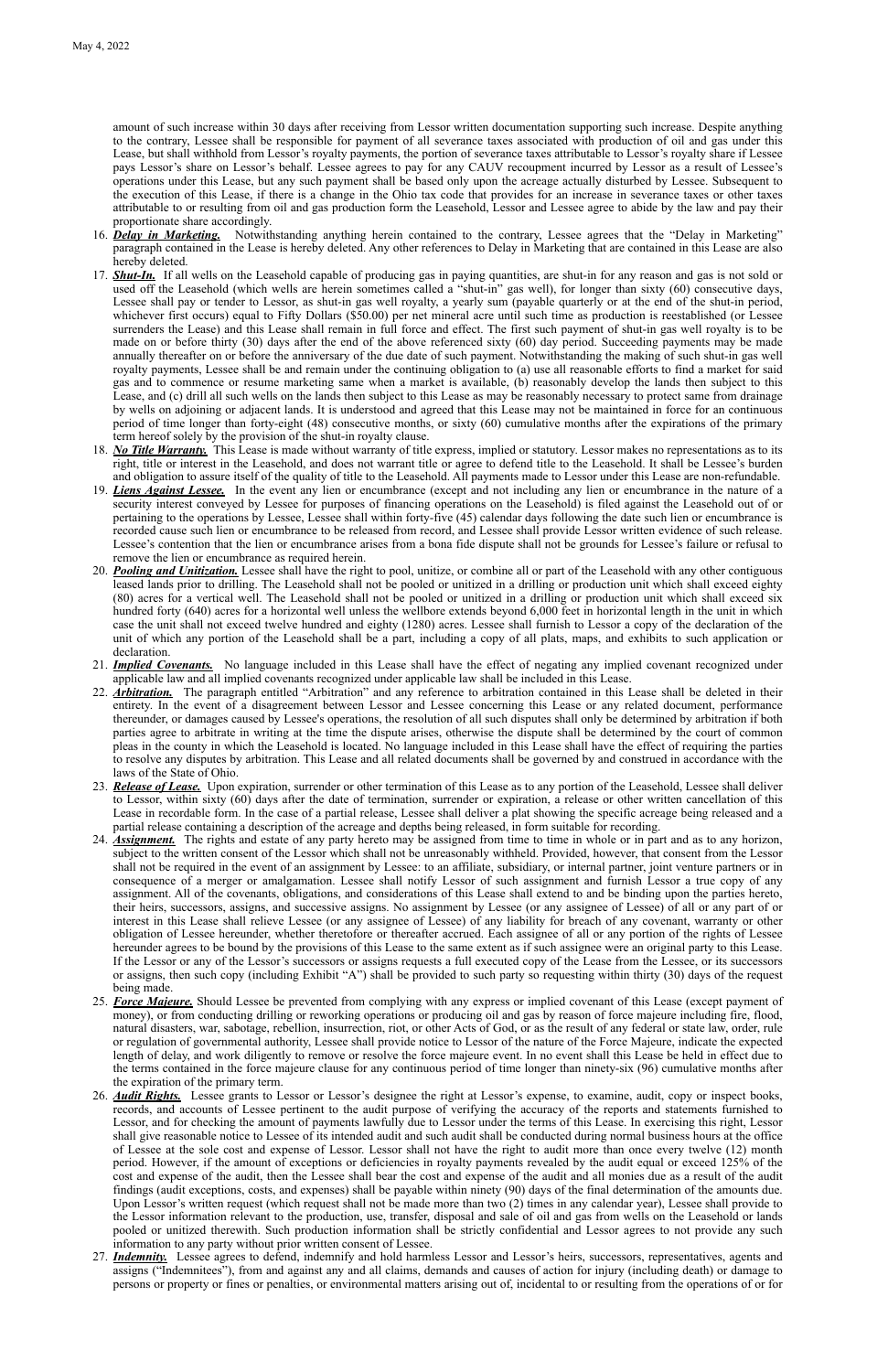amount of such increase within 30 days after receiving from Lessor written documentation supporting such increase. Despite anything to the contrary, Lessee shall be responsible for payment of all severance taxes associated with production of oil and gas under this Lease, but shall withhold from Lessor's royalty payments, the portion of severance taxes attributable to Lessor's royalty share if Lessee pays Lessor's share on Lessor's behalf. Lessee agrees to pay for any CAUV recoupment incurred by Lessor as a result of Lessee's operations under this Lease, but any such payment shall be based only upon the acreage actually disturbed by Lessee. Subsequent to the execution of this Lease, if there is a change in the Ohio tax code that provides for an increase in severance taxes or other taxes attributable to or resulting from oil and gas production form the Leasehold, Lessor and Lessee agree to abide by the law and pay their proportionate share accordingly.

16. ***Delay in Marketing.*** Notwithstanding anything herein contained to the contrary, Lessee agrees that the "Delay in Marketing" paragraph contained in the Lease is hereby deleted. Any other references to Delay in Marketing that are contained in this Lease are also hereby deleted.
17. ***Shut-In.*** If all wells on the Leasehold capable of producing gas in paying quantities, are shut-in for any reason and gas is not sold or used off the Leasehold (which wells are herein sometimes called a "shut-in" gas well), for longer than sixty (60) consecutive days, Lessee shall pay or tender to Lessor, as shut-in gas well royalty, a yearly sum (payable quarterly or at the end of the shut-in period, whichever first occurs) equal to Fifty Dollars ($50.00) per net mineral acre until such time as production is reestablished (or Lessee surrenders the Lease) and this Lease shall remain in full force and effect. The first such payment of shut-in gas well royalty is to be made on or before thirty (30) days after the end of the above referenced sixty (60) day period. Succeeding payments may be made annually thereafter on or before the anniversary of the due date of such payment. Notwithstanding the making of such shut-in gas well royalty payments, Lessee shall be and remain under the continuing obligation to (a) use all reasonable efforts to find a market for said gas and to commence or resume marketing same when a market is available, (b) reasonably develop the lands then subject to this Lease, and (c) drill all such wells on the lands then subject to this Lease as may be reasonably necessary to protect same from drainage by wells on adjoining or adjacent lands. It is understood and agreed that this Lease may not be maintained in force for an continuous period of time longer than forty-eight (48) consecutive months, or sixty (60) cumulative months after the expirations of the primary term hereof solely by the provision of the shut-in royalty clause.
18. ***No Title Warranty.*** This Lease is made without warranty of title express, implied or statutory. Lessor makes no representations as to its right, title or interest in the Leasehold, and does not warrant title or agree to defend title to the Leasehold. It shall be Lessee's burden and obligation to assure itself of the quality of title to the Leasehold. All payments made to Lessor under this Lease are non-refundable.
19. ***Liens Against Lessee.*** In the event any lien or encumbrance (except and not including any lien or encumbrance in the nature of a security interest conveyed by Lessee for purposes of financing operations on the Leasehold) is filed against the Leasehold out of or pertaining to the operations by Lessee, Lessee shall within forty-five (45) calendar days following the date such lien or encumbrance is recorded cause such lien or encumbrance to be released from record, and Lessee shall provide Lessor written evidence of such release. Lessee's contention that the lien or encumbrance arises from a bona fide dispute shall not be grounds for Lessee's failure or refusal to remove the lien or encumbrance as required herein.
20. ***Pooling and Unitization.*** Lessee shall have the right to pool, unitize, or combine all or part of the Leasehold with any other contiguous leased lands prior to drilling. The Leasehold shall not be pooled or unitized in a drilling or production unit which shall exceed eighty (80) acres for a vertical well. The Leasehold shall not be pooled or unitized in a drilling or production unit which shall exceed six hundred forty (640) acres for a horizontal well unless the wellbore extends beyond 6,000 feet in horizontal length in the unit in which case the unit shall not exceed twelve hundred and eighty (1280) acres. Lessee shall furnish to Lessor a copy of the declaration of the unit of which any portion of the Leasehold shall be a part, including a copy of all plats, maps, and exhibits to such application or declaration.
21. ***Implied Covenants.*** No language included in this Lease shall have the effect of negating any implied covenant recognized under applicable law and all implied covenants recognized under applicable law shall be included in this Lease.
22. ***Arbitration.*** The paragraph entitled "Arbitration" and any reference to arbitration contained in this Lease shall be deleted in their entirety. In the event of a disagreement between Lessor and Lessee concerning this Lease or any related document, performance thereunder, or damages caused by Lessee's operations, the resolution of all such disputes shall only be determined by arbitration if both parties agree to arbitrate in writing at the time the dispute arises, otherwise the dispute shall be determined by the court of common pleas in the county in which the Leasehold is located. No language included in this Lease shall have the effect of requiring the parties to resolve any disputes by arbitration. This Lease and all related documents shall be governed by and construed in accordance with the laws of the State of Ohio.
23. ***Release of Lease.*** Upon expiration, surrender or other termination of this Lease as to any portion of the Leasehold, Lessee shall deliver to Lessor, within sixty (60) days after the date of termination, surrender or expiration, a release or other written cancellation of this Lease in recordable form. In the case of a partial release, Lessee shall deliver a plat showing the specific acreage being released and a partial release containing a description of the acreage and depths being released, in form suitable for recording.
24. ***Assignment.*** The rights and estate of any party hereto may be assigned from time to time in whole or in part and as to any horizon, subject to the written consent of the Lessor which shall not be unreasonably withheld. Provided, however, that consent from the Lessor shall not be required in the event of an assignment by Lessee: to an affiliate, subsidiary, or internal partner, joint venture partners or in consequence of a merger or amalgamation. Lessee shall notify Lessor of such assignment and furnish Lessor a true copy of any assignment. All of the covenants, obligations, and considerations of this Lease shall extend to and be binding upon the parties hereto, their heirs, successors, assigns, and successive assigns. No assignment by Lessee (or any assignee of Lessee) of all or any part of or interest in this Lease shall relieve Lessee (or any assignee of Lessee) of any liability for breach of any covenant, warranty or other obligation of Lessee hereunder, whether theretofore or thereafter accrued. Each assignee of all or any portion of the rights of Lessee hereunder agrees to be bound by the provisions of this Lease to the same extent as if such assignee were an original party to this Lease. If the Lessor or any of the Lessor's successors or assigns requests a full executed copy of the Lease from the Lessee, or its successors or assigns, then such copy (including Exhibit "A") shall be provided to such party so requesting within thirty (30) days of the request being made.
25. ***Force Majeure.*** Should Lessee be prevented from complying with any express or implied covenant of this Lease (except payment of money), or from conducting drilling or reworking operations or producing oil and gas by reason of force majeure including fire, flood, natural disasters, war, sabotage, rebellion, insurrection, riot, or other Acts of God, or as the result of any federal or state law, order, rule or regulation of governmental authority, Lessee shall provide notice to Lessor of the nature of the Force Majeure, indicate the expected length of delay, and work diligently to remove or resolve the force majeure event. In no event shall this Lease be held in effect due to the terms contained in the force majeure clause for any continuous period of time longer than ninety-six (96) cumulative months after the expiration of the primary term.
26. ***Audit Rights.*** Lessee grants to Lessor or Lessor's designee the right at Lessor's expense, to examine, audit, copy or inspect books, records, and accounts of Lessee pertinent to the audit purpose of verifying the accuracy of the reports and statements furnished to Lessor, and for checking the amount of payments lawfully due to Lessor under the terms of this Lease. In exercising this right, Lessor shall give reasonable notice to Lessee of its intended audit and such audit shall be conducted during normal business hours at the office of Lessee at the sole cost and expense of Lessor. Lessor shall not have the right to audit more than once every twelve (12) month period. However, if the amount of exceptions or deficiencies in royalty payments revealed by the audit equal or exceed 125% of the cost and expense of the audit, then the Lessee shall bear the cost and expense of the audit and all monies due as a result of the audit findings (audit exceptions, costs, and expenses) shall be payable within ninety (90) days of the final determination of the amounts due. Upon Lessor's written request (which request shall not be made more than two (2) times in any calendar year), Lessee shall provide to the Lessor information relevant to the production, use, transfer, disposal and sale of oil and gas from wells on the Leasehold or lands pooled or unitized therewith. Such production information shall be strictly confidential and Lessor agrees to not provide any such information to any party without prior written consent of Lessee.
27. ***Indemnity.*** Lessee agrees to defend, indemnify and hold harmless Lessor and Lessor's heirs, successors, representatives, agents and assigns ("Indemnitees"), from and against any and all claims, demands and causes of action for injury (including death) or damage to persons or property or fines or penalties, or environmental matters arising out of, incidental to or resulting from the operations of or for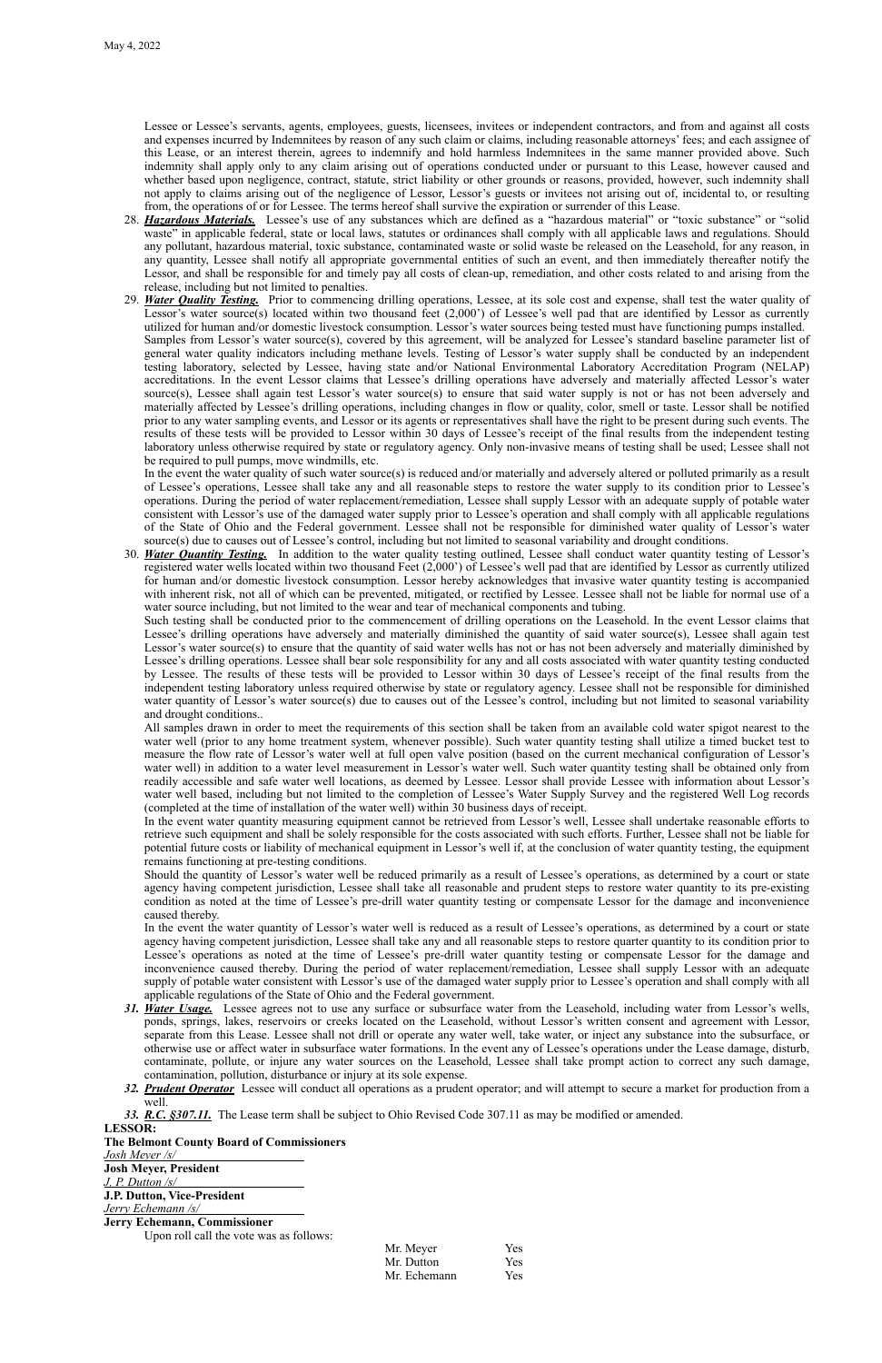Lessee or Lessee's servants, agents, employees, guests, licensees, invitees or independent contractors, and from and against all costs and expenses incurred by Indemnitees by reason of any such claim or claims, including reasonable attorneys' fees; and each assignee of this Lease, or an interest therein, agrees to indemnify and hold harmless Indemnitees in the same manner provided above. Such indemnity shall apply only to any claim arising out of operations conducted under or pursuant to this Lease, however caused and whether based upon negligence, contract, statute, strict liability or other grounds or reasons, provided, however, such indemnity shall not apply to claims arising out of the negligence of Lessor, Lessor's guests or invitees not arising out of, incidental to, or resulting from, the operations of or for Lessee. The terms hereof shall survive the expiration or surrender of this Lease.

28. ***Hazardous Materials.*** Lessee's use of any substances which are defined as a "hazardous material" or "toxic substance" or "solid waste" in applicable federal, state or local laws, statutes or ordinances shall comply with all applicable laws and regulations. Should any pollutant, hazardous material, toxic substance, contaminated waste or solid waste be released on the Leasehold, for any reason, in any quantity, Lessee shall notify all appropriate governmental entities of such an event, and then immediately thereafter notify the Lessor, and shall be responsible for and timely pay all costs of clean-up, remediation, and other costs related to and arising from the release, including but not limited to penalties.

29. ***Water Quality Testing.*** Prior to commencing drilling operations, Lessee, at its sole cost and expense, shall test the water quality of Lessor's water source(s) located within two thousand feet (2,000') of Lessee's well pad that are identified by Lessor as currently utilized for human and/or domestic livestock consumption. Lessor's water sources being tested must have functioning pumps installed.
Samples from Lessor's water source(s), covered by this agreement, will be analyzed for Lessee's standard baseline parameter list of general water quality indicators including methane levels. Testing of Lessor's water supply shall be conducted by an independent testing laboratory, selected by Lessee, having state and/or National Environmental Laboratory Accreditation Program (NELAP) accreditations. In the event Lessor claims that Lessee's drilling operations have adversely and materially affected Lessor's water source(s), Lessee shall again test Lessor's water source(s) to ensure that said water supply is not or has not been adversely and materially affected by Lessee's drilling operations, including changes in flow or quality, color, smell or taste. Lessor shall be notified prior to any water sampling events, and Lessor or its agents or representatives shall have the right to be present during such events. The results of these tests will be provided to Lessor within 30 days of Lessee's receipt of the final results from the independent testing laboratory unless otherwise required by state or regulatory agency. Only non-invasive means of testing shall be used; Lessee shall not be required to pull pumps, move windmills, etc.
In the event the water quality of such water source(s) is reduced and/or materially and adversely altered or polluted primarily as a result of Lessee's operations, Lessee shall take any and all reasonable steps to restore the water supply to its condition prior to Lessee's operations. During the period of water replacement/remediation, Lessee shall supply Lessor with an adequate supply of potable water consistent with Lessor's use of the damaged water supply prior to Lessee's operation and shall comply with all applicable regulations of the State of Ohio and the Federal government. Lessee shall not be responsible for diminished water quality of Lessor's water source(s) due to causes out of Lessee's control, including but not limited to seasonal variability and drought conditions.

30. ***Water Quantity Testing.*** In addition to the water quality testing outlined, Lessee shall conduct water quantity testing of Lessor's registered water wells located within two thousand Feet (2,000') of Lessee's well pad that are identified by Lessor as currently utilized for human and/or domestic livestock consumption. Lessor hereby acknowledges that invasive water quantity testing is accompanied with inherent risk, not all of which can be prevented, mitigated, or rectified by Lessee. Lessee shall not be liable for normal use of a water source including, but not limited to the wear and tear of mechanical components and tubing.
Such testing shall be conducted prior to the commencement of drilling operations on the Leasehold. In the event Lessor claims that Lessee's drilling operations have adversely and materially diminished the quantity of said water source(s), Lessee shall again test Lessor's water source(s) to ensure that the quantity of said water wells has not or has not been adversely and materially diminished by Lessee's drilling operations. Lessee shall bear sole responsibility for any and all costs associated with water quantity testing conducted by Lessee. The results of these tests will be provided to Lessor within 30 days of Lessee's receipt of the final results from the independent testing laboratory unless required otherwise by state or regulatory agency. Lessee shall not be responsible for diminished water quantity of Lessor's water source(s) due to causes out of the Lessee's control, including but not limited to seasonal variability and drought conditions..
All samples drawn in order to meet the requirements of this section shall be taken from an available cold water spigot nearest to the water well (prior to any home treatment system, whenever possible). Such water quantity testing shall utilize a timed bucket test to measure the flow rate of Lessor's water well at full open valve position (based on the current mechanical configuration of Lessor's water well) in addition to a water level measurement in Lessor's water well. Such water quantity testing shall be obtained only from readily accessible and safe water well locations, as deemed by Lessee. Lessor shall provide Lessee with information about Lessor's water well based, including but not limited to the completion of Lessee's Water Supply Survey and the registered Well Log records (completed at the time of installation of the water well) within 30 business days of receipt.
In the event water quantity measuring equipment cannot be retrieved from Lessor's well, Lessee shall undertake reasonable efforts to retrieve such equipment and shall be solely responsible for the costs associated with such efforts. Further, Lessee shall not be liable for potential future costs or liability of mechanical equipment in Lessor's well if, at the conclusion of water quantity testing, the equipment remains functioning at pre-testing conditions.
Should the quantity of Lessor's water well be reduced primarily as a result of Lessee's operations, as determined by a court or state agency having competent jurisdiction, Lessee shall take all reasonable and prudent steps to restore water quantity to its pre-existing condition as noted at the time of Lessee's pre-drill water quantity testing or compensate Lessor for the damage and inconvenience caused thereby.
In the event the water quantity of Lessor's water well is reduced as a result of Lessee's operations, as determined by a court or state agency having competent jurisdiction, Lessee shall take any and all reasonable steps to restore quarter quantity to its condition prior to Lessee's operations as noted at the time of Lessee's pre-drill water quantity testing or compensate Lessor for the damage and inconvenience caused thereby. During the period of water replacement/remediation, Lessee shall supply Lessor with an adequate supply of potable water consistent with Lessor's use of the damaged water supply prior to Lessee's operation and shall comply with all applicable regulations of the State of Ohio and the Federal government.

31. ***Water Usage.*** Lessee agrees not to use any surface or subsurface water from the Leasehold, including water from Lessor's wells, ponds, springs, lakes, reservoirs or creeks located on the Leasehold, without Lessor's written consent and agreement with Lessor, separate from this Lease. Lessee shall not drill or operate any water well, take water, or inject any substance into the subsurface, or otherwise use or affect water in subsurface water formations. In the event any of Lessee's operations under the Lease damage, disturb, contaminate, pollute, or injure any water sources on the Leasehold, Lessee shall take prompt action to correct any such damage, contamination, pollution, disturbance or injury at its sole expense.

32. ***Prudent Operator*** Lessee will conduct all operations as a prudent operator; and will attempt to secure a market for production from a well.

33. ***R.C. §307.11.*** The Lease term shall be subject to Ohio Revised Code 307.11 as may be modified or amended.

**LESSOR:**

**The Belmont County Board of Commissioners**

*Josh Meyer /s/*
**Josh Meyer, President**

*J. P. Dutton /s/*
**J.P. Dutton, Vice-President**

*Jerry Echemann /s/*
**Jerry Echemann, Commissioner**

Upon roll call the vote was as follows:

| | |
|---|---|
| Mr. Meyer | Yes |
| Mr. Dutton | Yes |
| Mr. Echemann | Yes |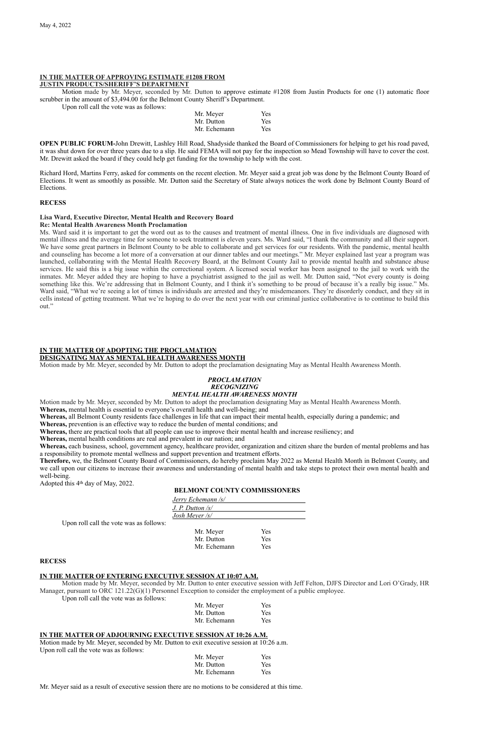May 4, 2022

**IN THE MATTER OF APPROVING ESTIMATE #1208 FROM JUSTIN PRODUCTS/SHERIFF'S DEPARTMENT**

Motion made by Mr. Meyer, seconded by Mr. Dutton to approve estimate #1208 from Justin Products for one (1) automatic floor scrubber in the amount of $3,494.00 for the Belmont County Sheriff's Department.

Upon roll call the vote was as follows:

| | |
|---|---|
| Mr. Meyer | Yes |
| Mr. Dutton | Yes |
| Mr. Echemann | Yes |

**OPEN PUBLIC FORUM-**John Drewitt, Lashley Hill Road, Shadyside thanked the Board of Commissioners for helping to get his road paved, it was shut down for over three years due to a slip. He said FEMA will not pay for the inspection so Mead Township will have to cover the cost. Mr. Drewitt asked the board if they could help get funding for the township to help with the cost.

Richard Hord, Martins Ferry, asked for comments on the recent election. Mr. Meyer said a great job was done by the Belmont County Board of Elections. It went as smoothly as possible. Mr. Dutton said the Secretary of State always notices the work done by Belmont County Board of Elections.

**RECESS**

**Lisa Ward, Executive Director, Mental Health and Recovery Board**
**Re: Mental Health Awareness Month Proclamation**

Ms. Ward said it is important to get the word out as to the causes and treatment of mental illness. One in five individuals are diagnosed with mental illness and the average time for someone to seek treatment is eleven years. Ms. Ward said, "I thank the community and all their support. We have some great partners in Belmont County to be able to collaborate and get services for our residents. With the pandemic, mental health and counseling has become a lot more of a conversation at our dinner tables and our meetings." Mr. Meyer explained last year a program was launched, collaborating with the Mental Health Recovery Board, at the Belmont County Jail to provide mental health and substance abuse services. He said this is a big issue within the correctional system. A licensed social worker has been assigned to the jail to work with the inmates. Mr. Meyer added they are hoping to have a psychiatrist assigned to the jail as well. Mr. Dutton said, "Not every county is doing something like this. We're addressing that in Belmont County, and I think it's something to be proud of because it's a really big issue." Ms. Ward said, "What we're seeing a lot of times is individuals are arrested and they're misdemeanors. They're disorderly conduct, and they sit in cells instead of getting treatment. What we're hoping to do over the next year with our criminal justice collaborative is to continue to build this out."

**IN THE MATTER OF ADOPTING THE PROCLAMATION DESIGNATING MAY AS MENTAL HEALTH AWARENESS MONTH**

Motion made by Mr. Meyer, seconded by Mr. Dutton to adopt the proclamation designating May as Mental Health Awareness Month.

***PROCLAMATION***
***RECOGNIZING***
***MENTAL HEALTH AWARENESS MONTH***

Motion made by Mr. Meyer, seconded by Mr. Dutton to adopt the proclamation designating May as Mental Health Awareness Month.

**Whereas,** mental health is essential to everyone's overall health and well-being; and

**Whereas,** all Belmont County residents face challenges in life that can impact their mental health, especially during a pandemic; and

**Whereas,** prevention is an effective way to reduce the burden of mental conditions; and

**Whereas,** there are practical tools that all people can use to improve their mental health and increase resiliency; and

**Whereas,** mental health conditions are real and prevalent in our nation; and

**Whereas,** each business, school, government agency, healthcare provider, organization and citizen share the burden of mental problems and has a responsibility to promote mental wellness and support prevention and treatment efforts.

**Therefore,** we, the Belmont County Board of Commissioners, do hereby proclaim May 2022 as Mental Health Month in Belmont County, and we call upon our citizens to increase their awareness and understanding of mental health and take steps to protect their own mental health and well-being.

Adopted this 4th day of May, 2022.

**BELMONT COUNTY COMMISSIONERS**

*Jerry Echemann /s/*
*J. P. Dutton /s/*
*Josh Meyer /s/*

Upon roll call the vote was as follows:

| | |
|---|---|
| Mr. Meyer | Yes |
| Mr. Dutton | Yes |
| Mr. Echemann | Yes |

**RECESS**

**IN THE MATTER OF ENTERING EXECUTIVE SESSION AT 10:07 A.M.**

Motion made by Mr. Meyer, seconded by Mr. Dutton to enter executive session with Jeff Felton, DJFS Director and Lori O'Grady, HR Manager, pursuant to ORC 121.22(G)(1) Personnel Exception to consider the employment of a public employee.

Upon roll call the vote was as follows:

| | |
|---|---|
| Mr. Meyer | Yes |
| Mr. Dutton | Yes |
| Mr. Echemann | Yes |

**IN THE MATTER OF ADJOURNING EXECUTIVE SESSION AT 10:26 A.M.**

Motion made by Mr. Meyer, seconded by Mr. Dutton to exit executive session at 10:26 a.m.

Upon roll call the vote was as follows:

| | |
|---|---|
| Mr. Meyer | Yes |
| Mr. Dutton | Yes |
| Mr. Echemann | Yes |

Mr. Meyer said as a result of executive session there are no motions to be considered at this time.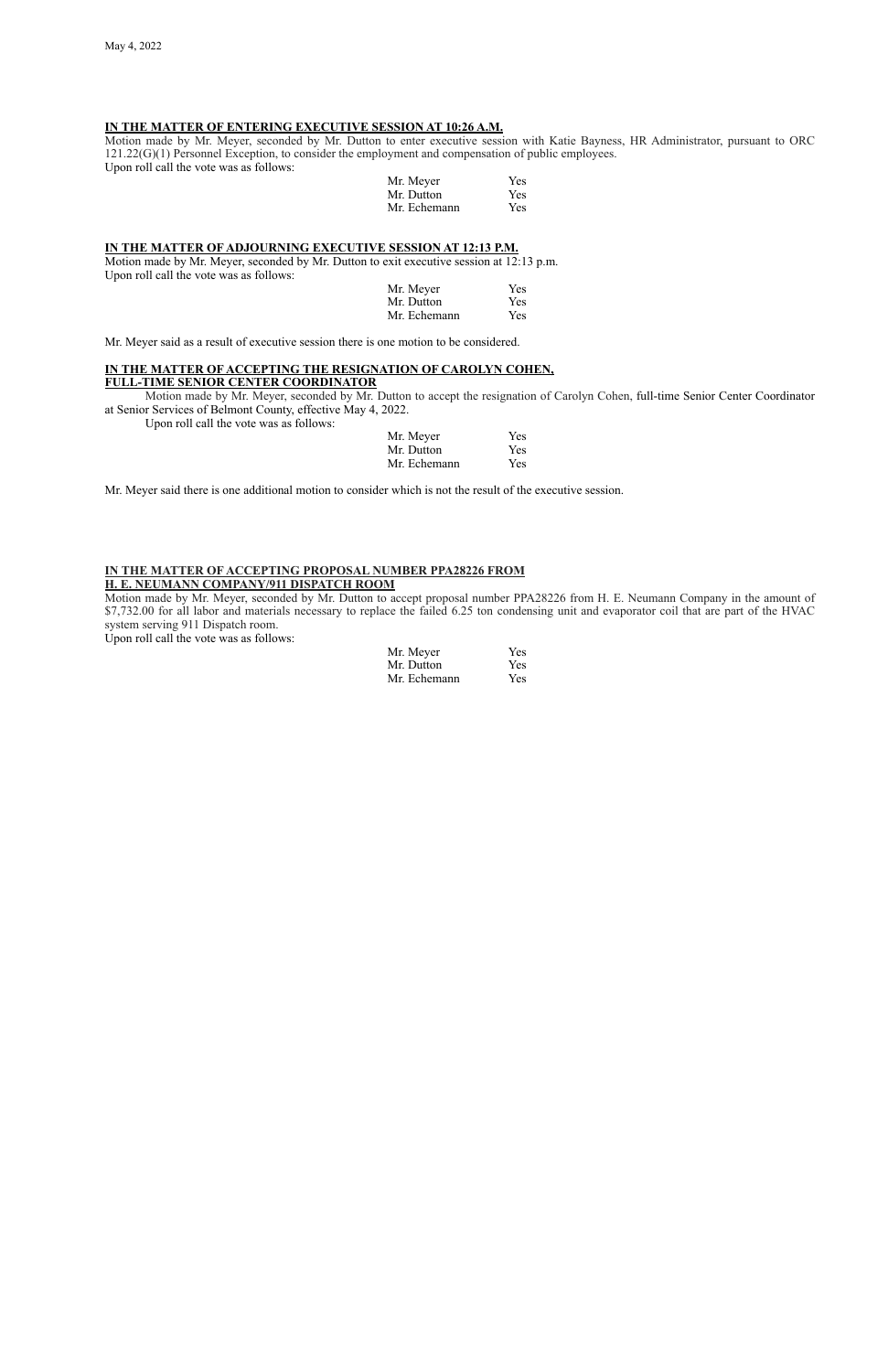May 4, 2022

**IN THE MATTER OF ENTERING EXECUTIVE SESSION AT 10:26 A.M.**

Motion made by Mr. Meyer, seconded by Mr. Dutton to enter executive session with Katie Bayness, HR Administrator, pursuant to ORC 121.22(G)(1) Personnel Exception, to consider the employment and compensation of public employees.
Upon roll call the vote was as follows:

| | |
|---|---|
| Mr. Meyer | Yes |
| Mr. Dutton | Yes |
| Mr. Echemann | Yes |

**IN THE MATTER OF ADJOURNING EXECUTIVE SESSION AT 12:13 P.M.**

Motion made by Mr. Meyer, seconded by Mr. Dutton to exit executive session at 12:13 p.m.
Upon roll call the vote was as follows:

| | |
|---|---|
| Mr. Meyer | Yes |
| Mr. Dutton | Yes |
| Mr. Echemann | Yes |

Mr. Meyer said as a result of executive session there is one motion to be considered.

**IN THE MATTER OF ACCEPTING THE RESIGNATION OF CAROLYN COHEN, FULL-TIME SENIOR CENTER COORDINATOR**

Motion made by Mr. Meyer, seconded by Mr. Dutton to accept the resignation of Carolyn Cohen, full-time Senior Center Coordinator at Senior Services of Belmont County, effective May 4, 2022.

Upon roll call the vote was as follows:

| | |
|---|---|
| Mr. Meyer | Yes |
| Mr. Dutton | Yes |
| Mr. Echemann | Yes |

Mr. Meyer said there is one additional motion to consider which is not the result of the executive session.

**IN THE MATTER OF ACCEPTING PROPOSAL NUMBER PPA28226 FROM H. E. NEUMANN COMPANY/911 DISPATCH ROOM**

Motion made by Mr. Meyer, seconded by Mr. Dutton to accept proposal number PPA28226 from H. E. Neumann Company in the amount of $7,732.00 for all labor and materials necessary to replace the failed 6.25 ton condensing unit and evaporator coil that are part of the HVAC system serving 911 Dispatch room.
Upon roll call the vote was as follows:

| | |
|---|---|
| Mr. Meyer | Yes |
| Mr. Dutton | Yes |
| Mr. Echemann | Yes |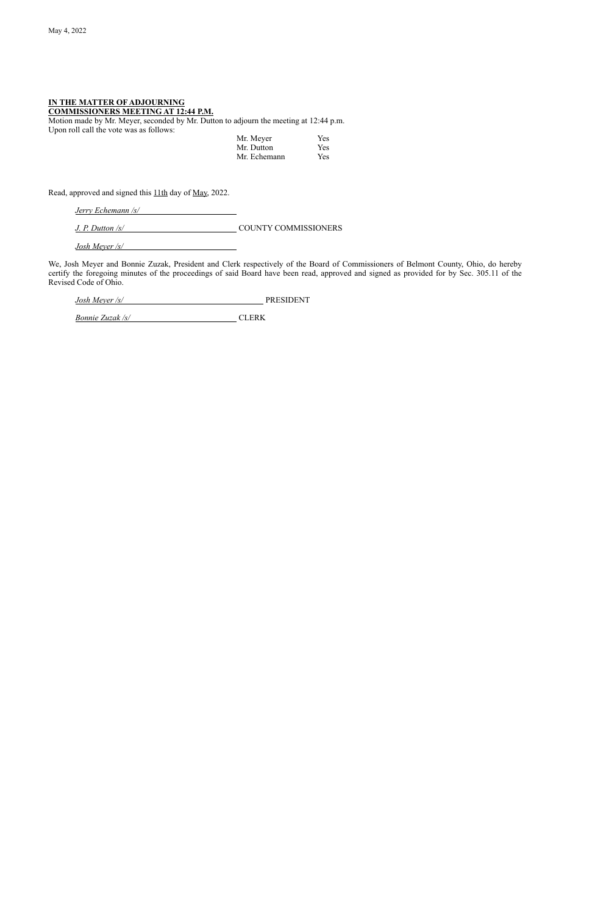**IN THE MATTER OF ADJOURNING**
**COMMISSIONERS MEETING AT 12:44 P.M.**

Motion made by Mr. Meyer, seconded by Mr. Dutton to adjourn the meeting at 12:44 p.m.
Upon roll call the vote was as follows:

| | |
|---|---|
| Mr. Meyer | Yes |
| Mr. Dutton | Yes |
| Mr. Echemann | Yes |

Read, approved and signed this 11th day of May, 2022.

*Jerry Echemann /s/*

*J. P. Dutton /s/* COUNTY COMMISSIONERS

*Josh Meyer /s/*

We, Josh Meyer and Bonnie Zuzak, President and Clerk respectively of the Board of Commissioners of Belmont County, Ohio, do hereby certify the foregoing minutes of the proceedings of said Board have been read, approved and signed as provided for by Sec. 305.11 of the Revised Code of Ohio.

*Josh Meyer /s/* PRESIDENT

*Bonnie Zuzak /s/* CLERK